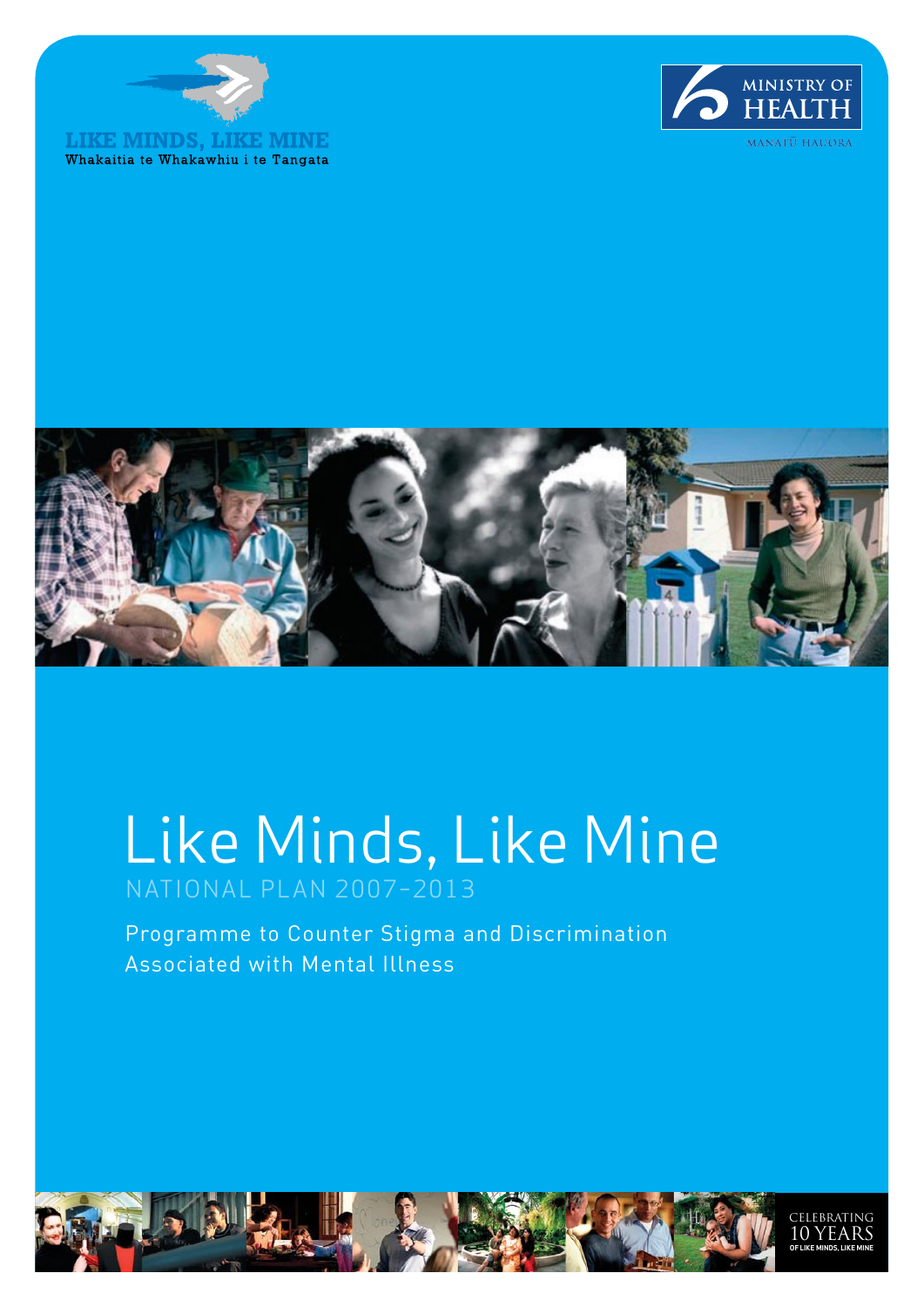LIKE MINDS, LIKE MINE
Whakaitia te Whakawhiu i te Tangata

MINISTRY OF HEALTH
MANATŪ HAUORA

# Like Minds, Like Mine

NATIONAL PLAN 2007-2013

Programme to Counter Stigma and Discrimination Associated with Mental Illness

CELEBRATING 10 YEARS OF LIKE MINDS, LIKE MINE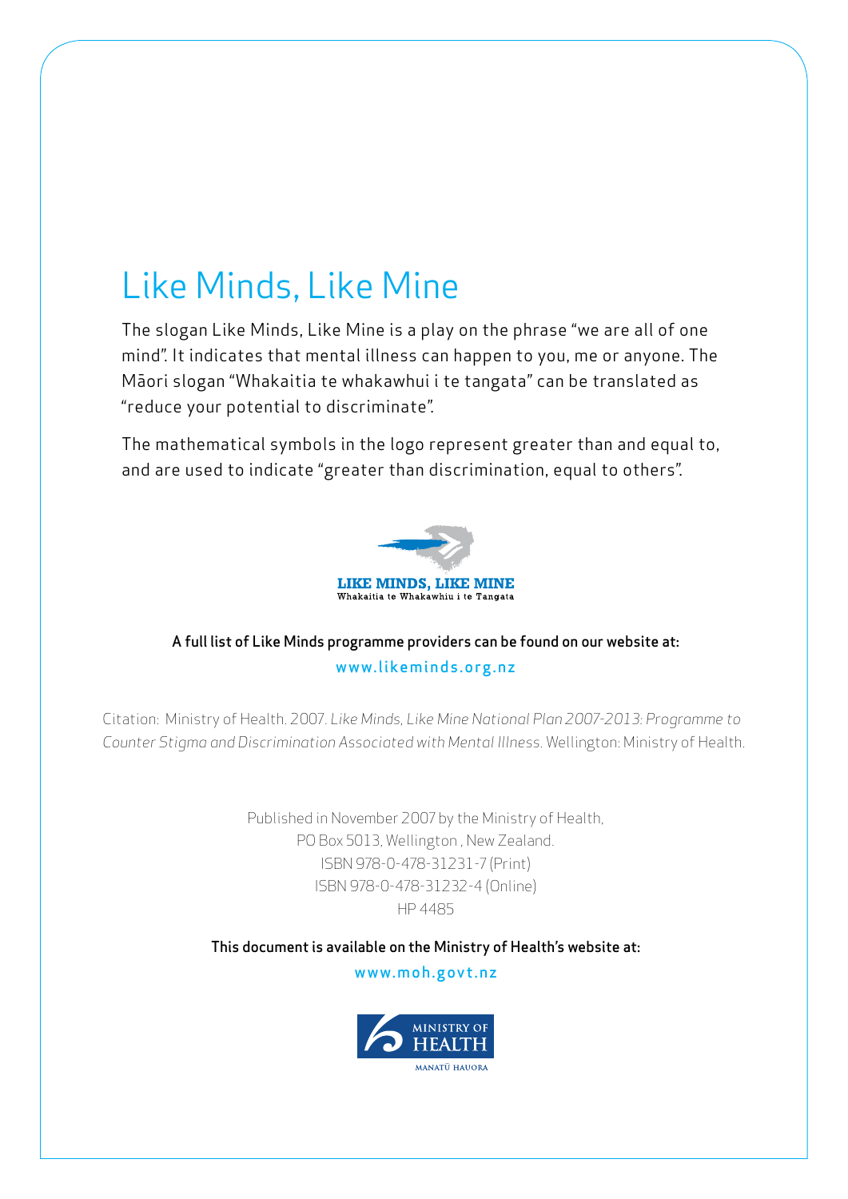# Like Minds, Like Mine

The slogan Like Minds, Like Mine is a play on the phrase "we are all of one mind". It indicates that mental illness can happen to you, me or anyone. The Māori slogan "Whakaitia te whakawhui i te tangata" can be translated as "reduce your potential to discriminate".

The mathematical symbols in the logo represent greater than and equal to, and are used to indicate "greater than discrimination, equal to others".

**LIKE MINDS, LIKE MINE**
Whakaitia te Whakawhiu i te Tangata

A full list of Like Minds programme providers can be found on our website at:

www.likeminds.org.nz

Citation: Ministry of Health. 2007. *Like Minds, Like Mine National Plan 2007-2013: Programme to Counter Stigma and Discrimination Associated with Mental Illness*. Wellington: Ministry of Health.

Published in November 2007 by the Ministry of Health,
PO Box 5013, Wellington , New Zealand.
ISBN 978-0-478-31231-7 (Print)
ISBN 978-0-478-31232-4 (Online)
HP 4485

This document is available on the Ministry of Health's website at:

www.moh.govt.nz

MINISTRY OF HEALTH
MANATŪ HAUORA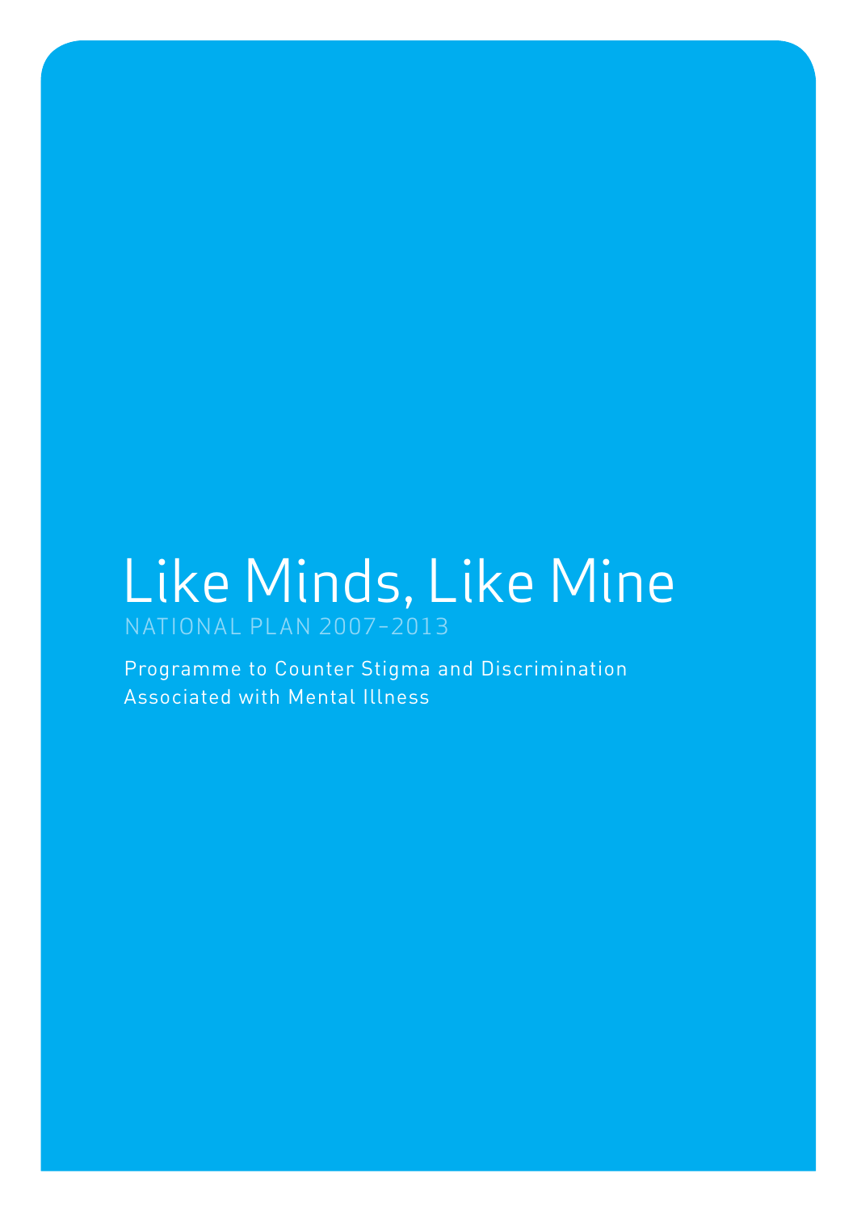# Like Minds, Like Mine

NATIONAL PLAN 2007–2013

Programme to Counter Stigma and Discrimination Associated with Mental Illness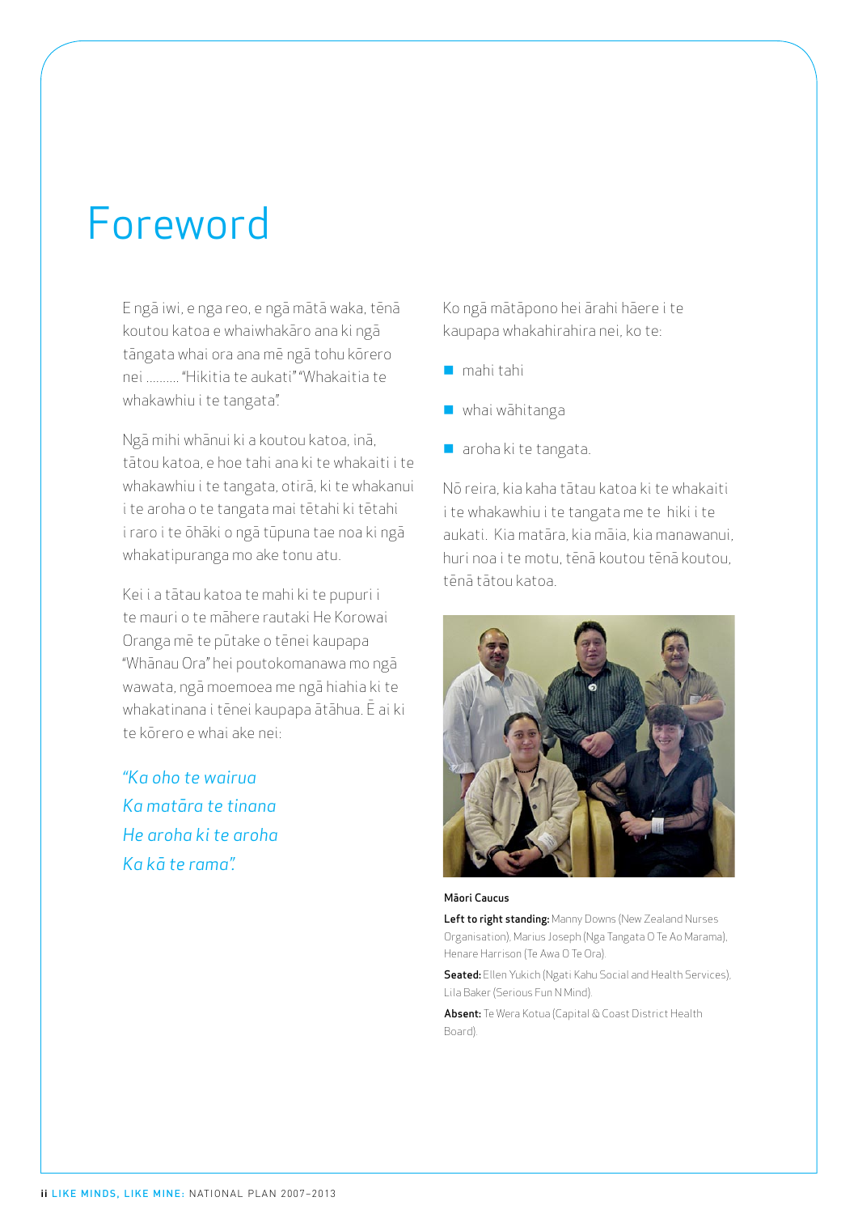# Foreword

E ngā iwi, e nga reo, e ngā mātā waka, tēnā koutou katoa e whaiwhakāro ana ki ngā tāngata whai ora ana mē ngā tohu kōrero nei .......... "Hikitia te aukati" "Whakaitia te whakawhiu i te tangata".

Ngā mihi whānui ki a koutou katoa, inā, tātou katoa, e hoe tahi ana ki te whakaiti i te whakawhiu i te tangata, otirā, ki te whakanui i te aroha o te tangata mai tētahi ki tētahi i raro i te ōhāki o ngā tūpuna tae noa ki ngā whakatipuranga mo ake tonu atu.

Kei i a tātau katoa te mahi ki te pupuri i te mauri o te māhere rautaki He Korowai Oranga mē te pūtake o tēnei kaupapa "Whānau Ora" hei poutokomanawa mo ngā wawata, ngā moemoea me ngā hiahia ki te whakatinana i tēnei kaupapa ātāhua. Ē ai ki te kōrero e whai ake nei:

*"Ka oho te wairua*
*Ka matāra te tinana*
*He aroha ki te aroha*
*Ka kā te rama".*

Ko ngā mātāpono hei ārahi hāere i te kaupapa whakahirahira nei, ko te:

- mahi tahi
- whai wāhitanga
- aroha ki te tangata.

Nō reira, kia kaha tātau katoa ki te whakaiti i te whakawhiu i te tangata me te hiki i te aukati. Kia matāra, kia māia, kia manawanui, huri noa i te motu, tēnā koutou tēnā koutou, tēnā tātou katoa.

**Māori Caucus**

**Left to right standing:** Manny Downs (New Zealand Nurses Organisation), Marius Joseph (Nga Tangata O Te Ao Marama), Henare Harrison (Te Awa O Te Ora).

**Seated:** Ellen Yukich (Ngati Kahu Social and Health Services), Lila Baker (Serious Fun N Mind).

**Absent:** Te Wera Kotua (Capital & Coast District Health Board).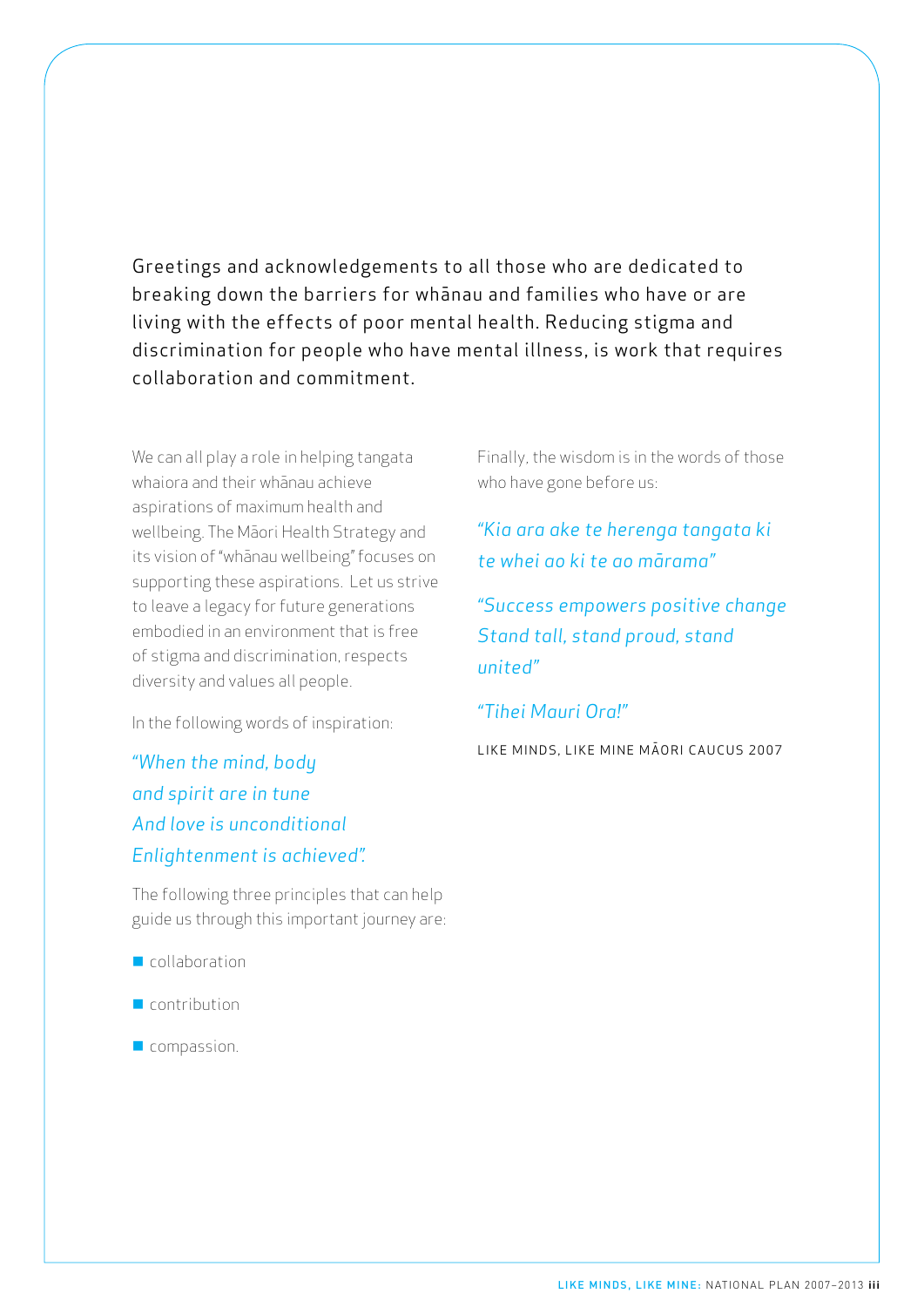Greetings and acknowledgements to all those who are dedicated to breaking down the barriers for whānau and families who have or are living with the effects of poor mental health. Reducing stigma and discrimination for people who have mental illness, is work that requires collaboration and commitment.

We can all play a role in helping tangata whaiora and their whānau achieve aspirations of maximum health and wellbeing. The Māori Health Strategy and its vision of "whānau wellbeing" focuses on supporting these aspirations. Let us strive to leave a legacy for future generations embodied in an environment that is free of stigma and discrimination, respects diversity and values all people.

In the following words of inspiration:

*"When the mind, body
and spirit are in tune
And love is unconditional
Enlightenment is achieved".*

The following three principles that can help guide us through this important journey are:

- collaboration
- contribution
- compassion.

Finally, the wisdom is in the words of those who have gone before us:

*"Kia ara ake te herenga tangata ki te whei ao ki te ao mārama"*

*"Success empowers positive change
Stand tall, stand proud, stand united"*

*"Tihei Mauri Ora!"*

LIKE MINDS, LIKE MINE MĀORI CAUCUS 2007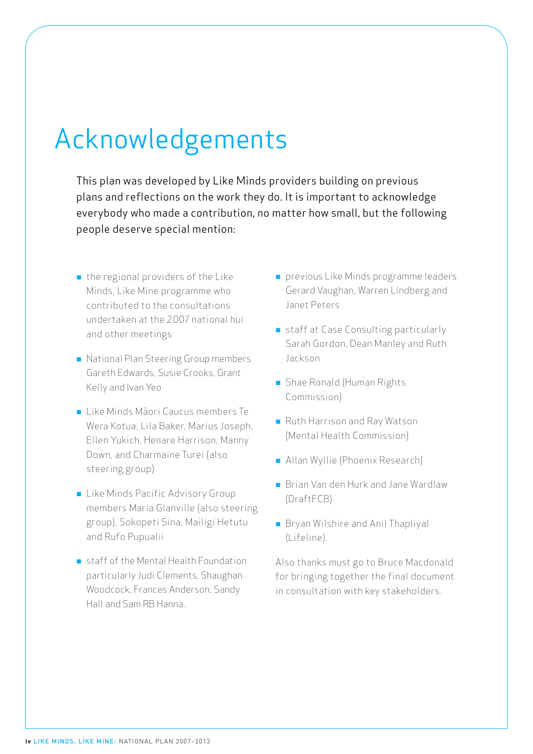# Acknowledgements

This plan was developed by Like Minds providers building on previous plans and reflections on the work they do. It is important to acknowledge everybody who made a contribution, no matter how small, but the following people deserve special mention:

- the regional providers of the Like Minds, Like Mine programme who contributed to the consultations undertaken at the 2007 national hui and other meetings
- National Plan Steering Group members Gareth Edwards, Susie Crooks, Grant Kelly and Ivan Yeo
- Like Minds Māori Caucus members Te Wera Kotua, Lila Baker, Marius Joseph, Ellen Yukich, Henare Harrison, Manny Down, and Charmaine Turei (also steering group)
- Like Minds Pacific Advisory Group members Maria Glanville (also steering group), Sokopeti Sina, Mailigi Hetutu and Rufo Pupualii
- staff of the Mental Health Foundation particularly Judi Clements, Shaughan Woodcock, Frances Anderson, Sandy Hall and Sam RB Hanna.
- previous Like Minds programme leaders Gerard Vaughan, Warren Lindberg and Janet Peters
- staff at Case Consulting particularly Sarah Gordon, Dean Manley and Ruth Jackson
- Shae Ronald (Human Rights Commission)
- Ruth Harrison and Ray Watson (Mental Health Commission)
- Allan Wyllie (Phoenix Research)
- Brian Van den Hurk and Jane Wardlaw (DraftFCB)
- Bryan Wilshire and Anil Thapliyal (Lifeline).

Also thanks must go to Bruce Macdonald for bringing together the final document in consultation with key stakeholders.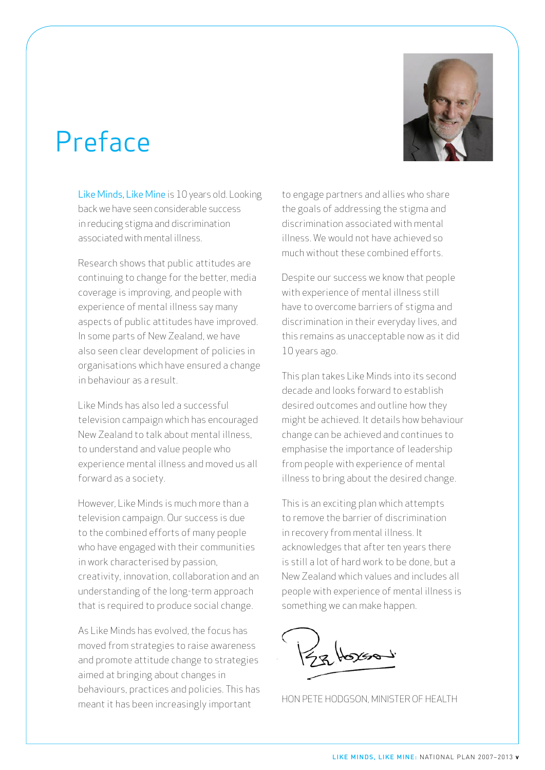# Preface

Like Minds, Like Mine is 10 years old. Looking back we have seen considerable success in reducing stigma and discrimination associated with mental illness.

Research shows that public attitudes are continuing to change for the better, media coverage is improving, and people with experience of mental illness say many aspects of public attitudes have improved. In some parts of New Zealand, we have also seen clear development of policies in organisations which have ensured a change in behaviour as a result.

Like Minds has also led a successful television campaign which has encouraged New Zealand to talk about mental illness, to understand and value people who experience mental illness and moved us all forward as a society.

However, Like Minds is much more than a television campaign. Our success is due to the combined efforts of many people who have engaged with their communities in work characterised by passion, creativity, innovation, collaboration and an understanding of the long-term approach that is required to produce social change.

As Like Minds has evolved, the focus has moved from strategies to raise awareness and promote attitude change to strategies aimed at bringing about changes in behaviours, practices and policies. This has meant it has been increasingly important to engage partners and allies who share the goals of addressing the stigma and discrimination associated with mental illness. We would not have achieved so much without these combined efforts.

Despite our success we know that people with experience of mental illness still have to overcome barriers of stigma and discrimination in their everyday lives, and this remains as unacceptable now as it did 10 years ago.

This plan takes Like Minds into its second decade and looks forward to establish desired outcomes and outline how they might be achieved. It details how behaviour change can be achieved and continues to emphasise the importance of leadership from people with experience of mental illness to bring about the desired change.

This is an exciting plan which attempts to remove the barrier of discrimination in recovery from mental illness. It acknowledges that after ten years there is still a lot of hard work to be done, but a New Zealand which values and includes all people with experience of mental illness is something we can make happen.

HON PETE HODGSON, MINISTER OF HEALTH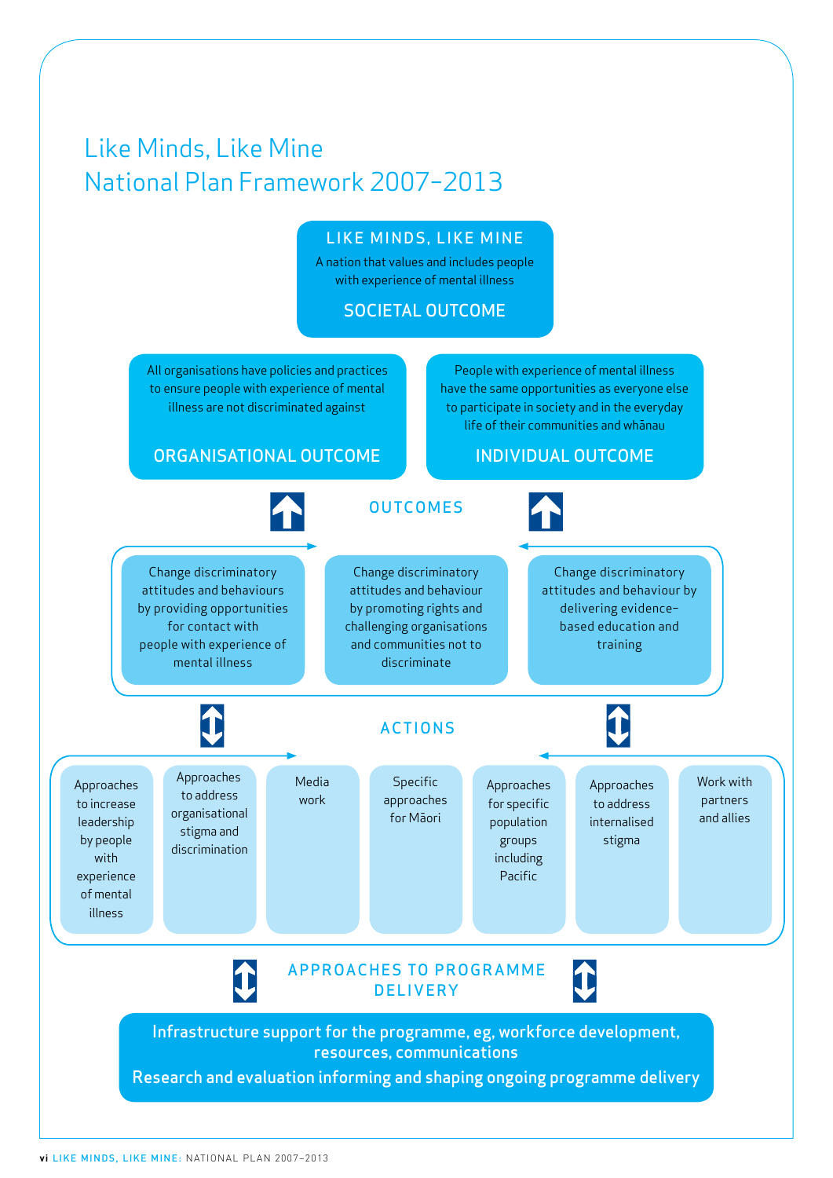# Like Minds, Like Mine
# National Plan Framework 2007–2013

## LIKE MINDS, LIKE MINE

A nation that values and includes people with experience of mental illness

**SOCIETAL OUTCOME**

---

All organisations have policies and practices to ensure people with experience of mental illness are not discriminated against

**ORGANISATIONAL OUTCOME**

People with experience of mental illness have the same opportunities as everyone else to participate in society and in the everyday life of their communities and whānau

**INDIVIDUAL OUTCOME**

## OUTCOMES

- Change discriminatory attitudes and behaviours by providing opportunities for contact with people with experience of mental illness
- Change discriminatory attitudes and behaviour by promoting rights and challenging organisations and communities not to discriminate
- Change discriminatory attitudes and behaviour by delivering evidence-based education and training

## ACTIONS

- Approaches to increase leadership by people with experience of mental illness
- Approaches to address organisational stigma and discrimination
- Media work
- Specific approaches for Māori
- Approaches for specific population groups including Pacific
- Approaches to address internalised stigma
- Work with partners and allies

## APPROACHES TO PROGRAMME DELIVERY

Infrastructure support for the programme, eg, workforce development, resources, communications

Research and evaluation informing and shaping ongoing programme delivery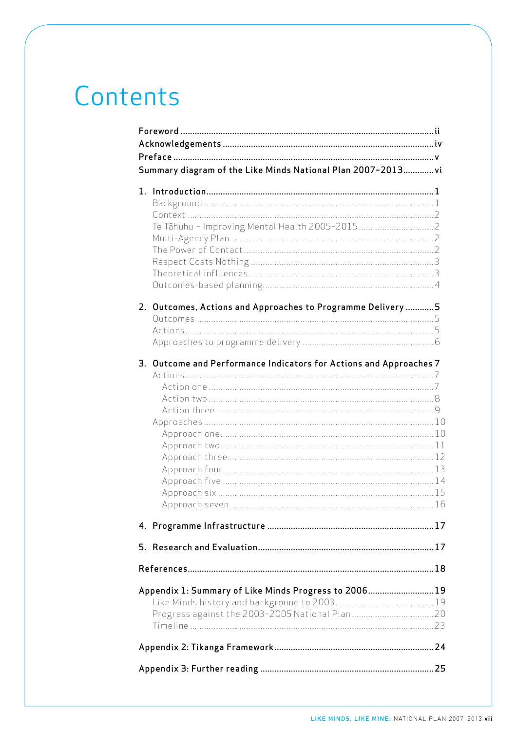# Contents

**Foreword** ii
**Acknowledgements** iv
**Preface** v
**Summary diagram of the Like Minds National Plan 2007–2013** vi

**1. Introduction** 1
- Background 1
- Context 2
- Te Tāhuhu – Improving Mental Health 2005–2015 2
- Multi-Agency Plan 2
- The Power of Contact 2
- Respect Costs Nothing 3
- Theoretical influences 3
- Outcomes-based planning 4

**2. Outcomes, Actions and Approaches to Programme Delivery** 5
- Outcomes 5
- Actions 5
- Approaches to programme delivery 6

**3. Outcome and Performance Indicators for Actions and Approaches** 7
- Actions 7
  - Action one 7
  - Action two 8
  - Action three 9
- Approaches 10
  - Approach one 10
  - Approach two 11
  - Approach three 12
  - Approach four 13
  - Approach five 14
  - Approach six 15
  - Approach seven 16

**4. Programme Infrastructure** 17

**5. Research and Evaluation** 17

**References** 18

**Appendix 1: Summary of Like Minds Progress to 2006** 19
- Like Minds history and background to 2003 19
- Progress against the 2003–2005 National Plan 20
- Timeline 23

**Appendix 2: Tikanga Framework** 24

**Appendix 3: Further reading** 25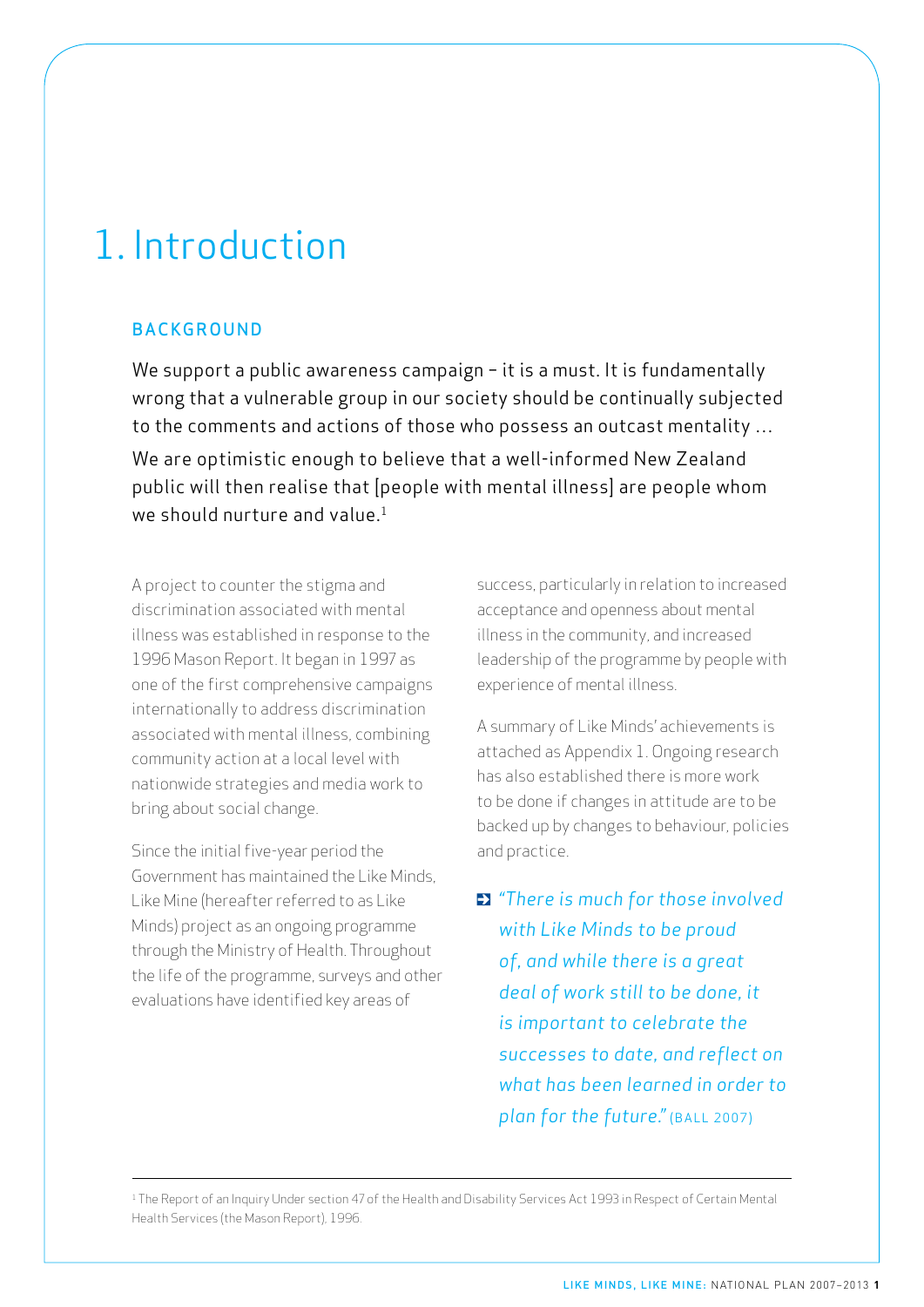# 1. Introduction

## BACKGROUND

> We support a public awareness campaign – it is a must. It is fundamentally wrong that a vulnerable group in our society should be continually subjected to the comments and actions of those who possess an outcast mentality …
>
> We are optimistic enough to believe that a well-informed New Zealand public will then realise that [people with mental illness] are people whom we should nurture and value.[1]

A project to counter the stigma and discrimination associated with mental illness was established in response to the 1996 Mason Report. It began in 1997 as one of the first comprehensive campaigns internationally to address discrimination associated with mental illness, combining community action at a local level with nationwide strategies and media work to bring about social change.

Since the initial five-year period the Government has maintained the Like Minds, Like Mine (hereafter referred to as Like Minds) project as an ongoing programme through the Ministry of Health. Throughout the life of the programme, surveys and other evaluations have identified key areas of success, particularly in relation to increased acceptance and openness about mental illness in the community, and increased leadership of the programme by people with experience of mental illness.

A summary of Like Minds' achievements is attached as Appendix 1. Ongoing research has also established there is more work to be done if changes in attitude are to be backed up by changes to behaviour, policies and practice.

*"There is much for those involved with Like Minds to be proud of, and while there is a great deal of work still to be done, it is important to celebrate the successes to date, and reflect on what has been learned in order to plan for the future."* (BALL 2007)

---

[1] The Report of an Inquiry Under section 47 of the Health and Disability Services Act 1993 in Respect of Certain Mental Health Services (the Mason Report), 1996.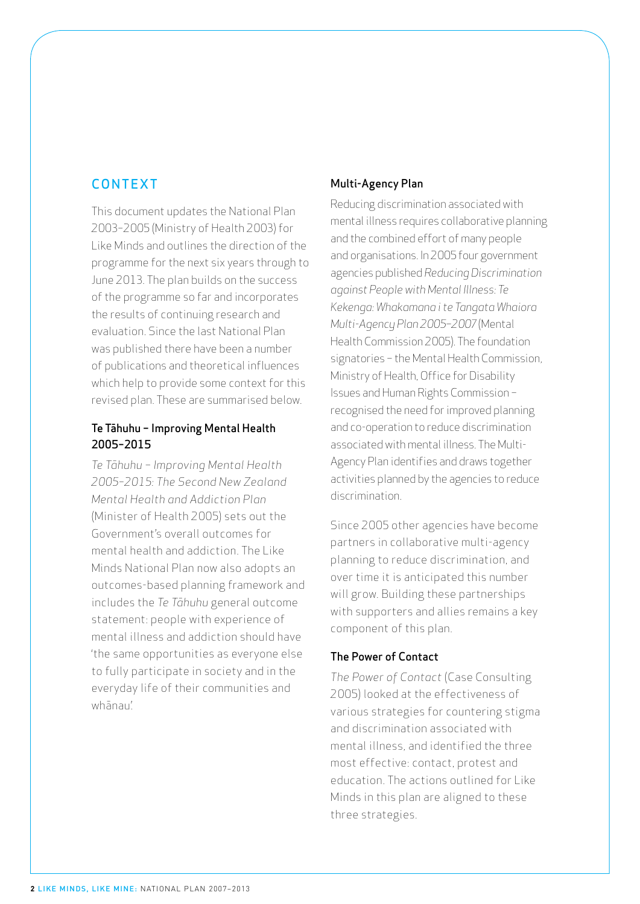## CONTEXT

This document updates the National Plan 2003–2005 (Ministry of Health 2003) for Like Minds and outlines the direction of the programme for the next six years through to June 2013. The plan builds on the success of the programme so far and incorporates the results of continuing research and evaluation. Since the last National Plan was published there have been a number of publications and theoretical influences which help to provide some context for this revised plan. These are summarised below.

### Te Tāhuhu – Improving Mental Health 2005–2015

*Te Tāhuhu – Improving Mental Health 2005–2015: The Second New Zealand Mental Health and Addiction Plan* (Minister of Health 2005) sets out the Government's overall outcomes for mental health and addiction. The Like Minds National Plan now also adopts an outcomes-based planning framework and includes the *Te Tāhuhu* general outcome statement: people with experience of mental illness and addiction should have 'the same opportunities as everyone else to fully participate in society and in the everyday life of their communities and whānau'.

### Multi-Agency Plan

Reducing discrimination associated with mental illness requires collaborative planning and the combined effort of many people and organisations. In 2005 four government agencies published *Reducing Discrimination against People with Mental Illness: Te Kekenga: Whakamana i te Tangata Whaiora Multi-Agency Plan 2005–2007* (Mental Health Commission 2005). The foundation signatories – the Mental Health Commission, Ministry of Health, Office for Disability Issues and Human Rights Commission – recognised the need for improved planning and co-operation to reduce discrimination associated with mental illness. The Multi-Agency Plan identifies and draws together activities planned by the agencies to reduce discrimination.

Since 2005 other agencies have become partners in collaborative multi-agency planning to reduce discrimination, and over time it is anticipated this number will grow. Building these partnerships with supporters and allies remains a key component of this plan.

### The Power of Contact

*The Power of Contact* (Case Consulting 2005) looked at the effectiveness of various strategies for countering stigma and discrimination associated with mental illness, and identified the three most effective: contact, protest and education. The actions outlined for Like Minds in this plan are aligned to these three strategies.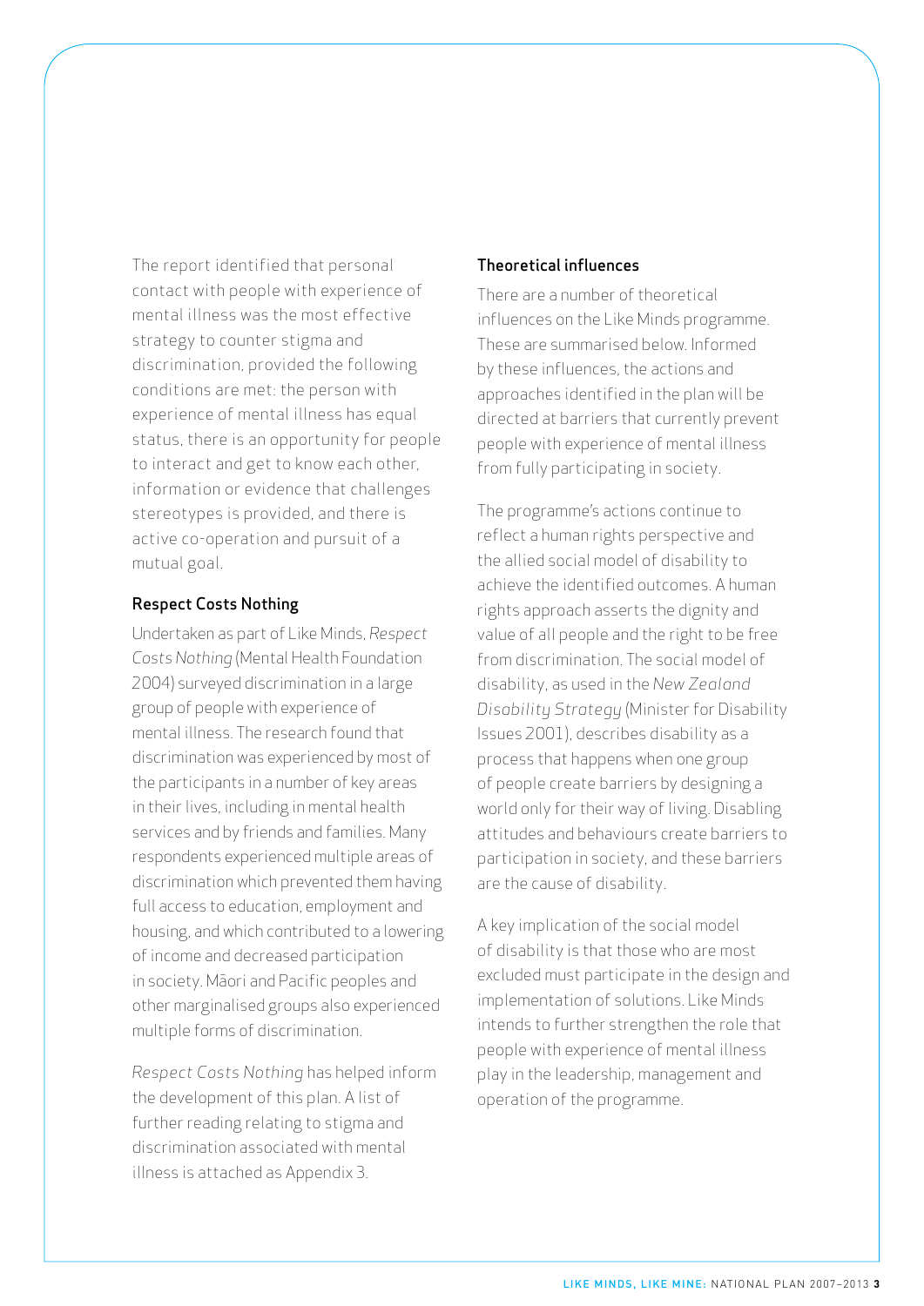The report identified that personal contact with people with experience of mental illness was the most effective strategy to counter stigma and discrimination, provided the following conditions are met: the person with experience of mental illness has equal status, there is an opportunity for people to interact and get to know each other, information or evidence that challenges stereotypes is provided, and there is active co-operation and pursuit of a mutual goal.

### Respect Costs Nothing

Undertaken as part of Like Minds, *Respect Costs Nothing* (Mental Health Foundation 2004) surveyed discrimination in a large group of people with experience of mental illness. The research found that discrimination was experienced by most of the participants in a number of key areas in their lives, including in mental health services and by friends and families. Many respondents experienced multiple areas of discrimination which prevented them having full access to education, employment and housing, and which contributed to a lowering of income and decreased participation in society. Māori and Pacific peoples and other marginalised groups also experienced multiple forms of discrimination.

*Respect Costs Nothing* has helped inform the development of this plan. A list of further reading relating to stigma and discrimination associated with mental illness is attached as Appendix 3.

### Theoretical influences

There are a number of theoretical influences on the Like Minds programme. These are summarised below. Informed by these influences, the actions and approaches identified in the plan will be directed at barriers that currently prevent people with experience of mental illness from fully participating in society.

The programme's actions continue to reflect a human rights perspective and the allied social model of disability to achieve the identified outcomes. A human rights approach asserts the dignity and value of all people and the right to be free from discrimination. The social model of disability, as used in the *New Zealand Disability Strategy* (Minister for Disability Issues 2001), describes disability as a process that happens when one group of people create barriers by designing a world only for their way of living. Disabling attitudes and behaviours create barriers to participation in society, and these barriers are the cause of disability.

A key implication of the social model of disability is that those who are most excluded must participate in the design and implementation of solutions. Like Minds intends to further strengthen the role that people with experience of mental illness play in the leadership, management and operation of the programme.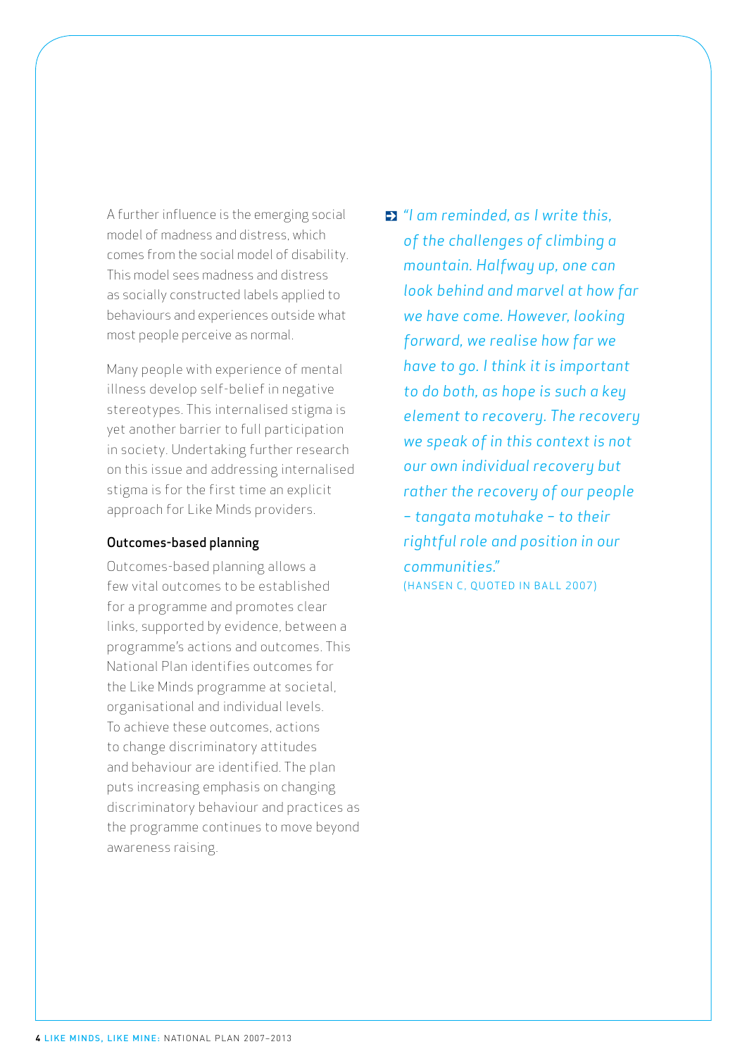A further influence is the emerging social model of madness and distress, which comes from the social model of disability. This model sees madness and distress as socially constructed labels applied to behaviours and experiences outside what most people perceive as normal.

Many people with experience of mental illness develop self-belief in negative stereotypes. This internalised stigma is yet another barrier to full participation in society. Undertaking further research on this issue and addressing internalised stigma is for the first time an explicit approach for Like Minds providers.

### Outcomes-based planning

Outcomes-based planning allows a few vital outcomes to be established for a programme and promotes clear links, supported by evidence, between a programme's actions and outcomes. This National Plan identifies outcomes for the Like Minds programme at societal, organisational and individual levels. To achieve these outcomes, actions to change discriminatory attitudes and behaviour are identified. The plan puts increasing emphasis on changing discriminatory behaviour and practices as the programme continues to move beyond awareness raising.

> *"I am reminded, as I write this, of the challenges of climbing a mountain. Halfway up, one can look behind and marvel at how far we have come. However, looking forward, we realise how far we have to go. I think it is important to do both, as hope is such a key element to recovery. The recovery we speak of in this context is not our own individual recovery but rather the recovery of our people – tangata motuhake – to their rightful role and position in our communities."*
>
> (HANSEN C, QUOTED IN BALL 2007)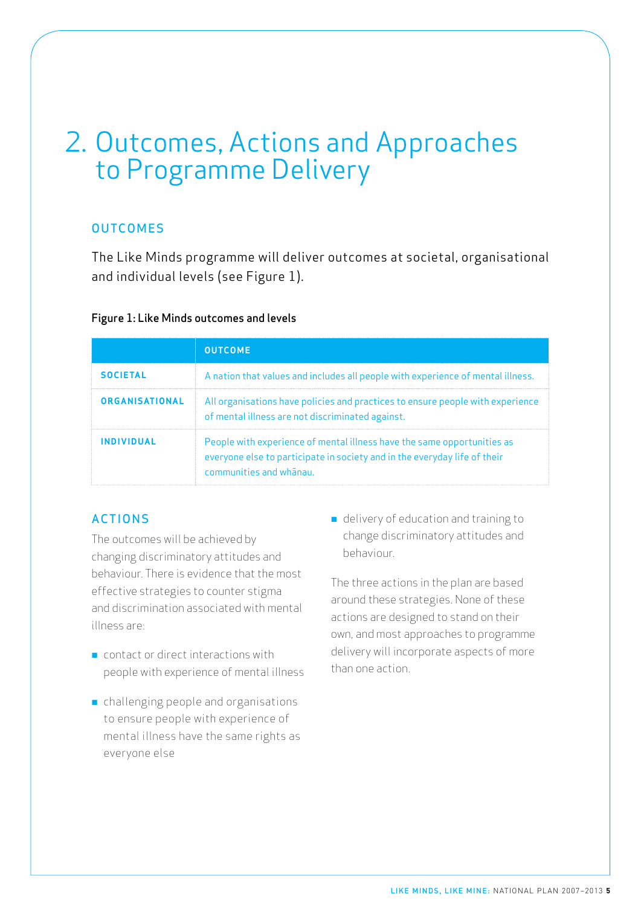# 2. Outcomes, Actions and Approaches to Programme Delivery

## OUTCOMES

The Like Minds programme will deliver outcomes at societal, organisational and individual levels (see Figure 1).

**Figure 1: Like Minds outcomes and levels**

| | OUTCOME |
|---|---|
| **SOCIETAL** | A nation that values and includes all people with experience of mental illness. |
| **ORGANISATIONAL** | All organisations have policies and practices to ensure people with experience of mental illness are not discriminated against. |
| **INDIVIDUAL** | People with experience of mental illness have the same opportunities as everyone else to participate in society and in the everyday life of their communities and whānau. |

## ACTIONS

The outcomes will be achieved by changing discriminatory attitudes and behaviour. There is evidence that the most effective strategies to counter stigma and discrimination associated with mental illness are:

- contact or direct interactions with people with experience of mental illness
- challenging people and organisations to ensure people with experience of mental illness have the same rights as everyone else
- delivery of education and training to change discriminatory attitudes and behaviour.

The three actions in the plan are based around these strategies. None of these actions are designed to stand on their own, and most approaches to programme delivery will incorporate aspects of more than one action.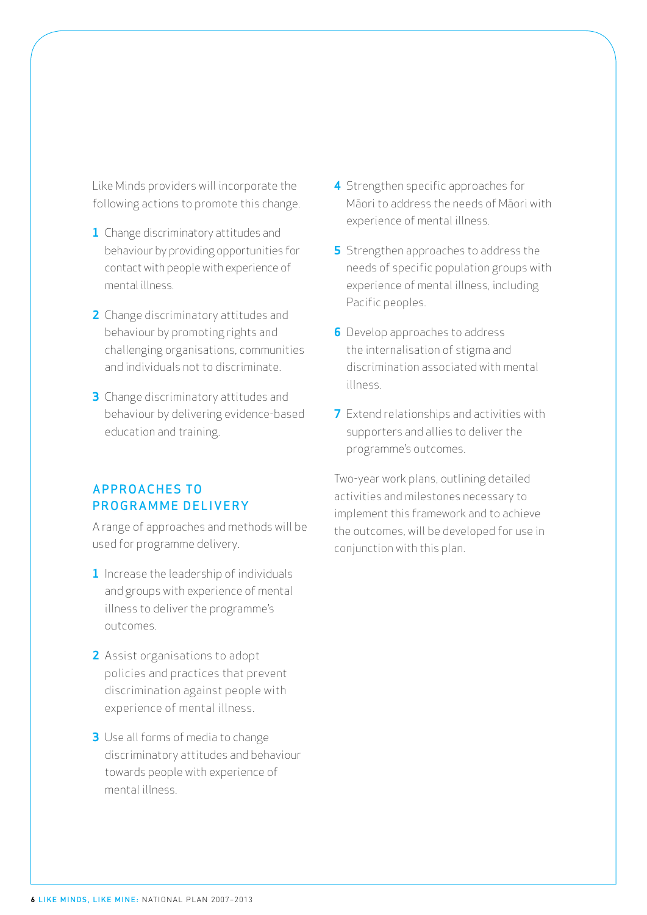Like Minds providers will incorporate the following actions to promote this change.

1. Change discriminatory attitudes and behaviour by providing opportunities for contact with people with experience of mental illness.
2. Change discriminatory attitudes and behaviour by promoting rights and challenging organisations, communities and individuals not to discriminate.
3. Change discriminatory attitudes and behaviour by delivering evidence-based education and training.
4. Strengthen specific approaches for Māori to address the needs of Māori with experience of mental illness.
5. Strengthen approaches to address the needs of specific population groups with experience of mental illness, including Pacific peoples.
6. Develop approaches to address the internalisation of stigma and discrimination associated with mental illness.
7. Extend relationships and activities with supporters and allies to deliver the programme's outcomes.

## APPROACHES TO PROGRAMME DELIVERY

A range of approaches and methods will be used for programme delivery.

1. Increase the leadership of individuals and groups with experience of mental illness to deliver the programme's outcomes.
2. Assist organisations to adopt policies and practices that prevent discrimination against people with experience of mental illness.
3. Use all forms of media to change discriminatory attitudes and behaviour towards people with experience of mental illness.

Two-year work plans, outlining detailed activities and milestones necessary to implement this framework and to achieve the outcomes, will be developed for use in conjunction with this plan.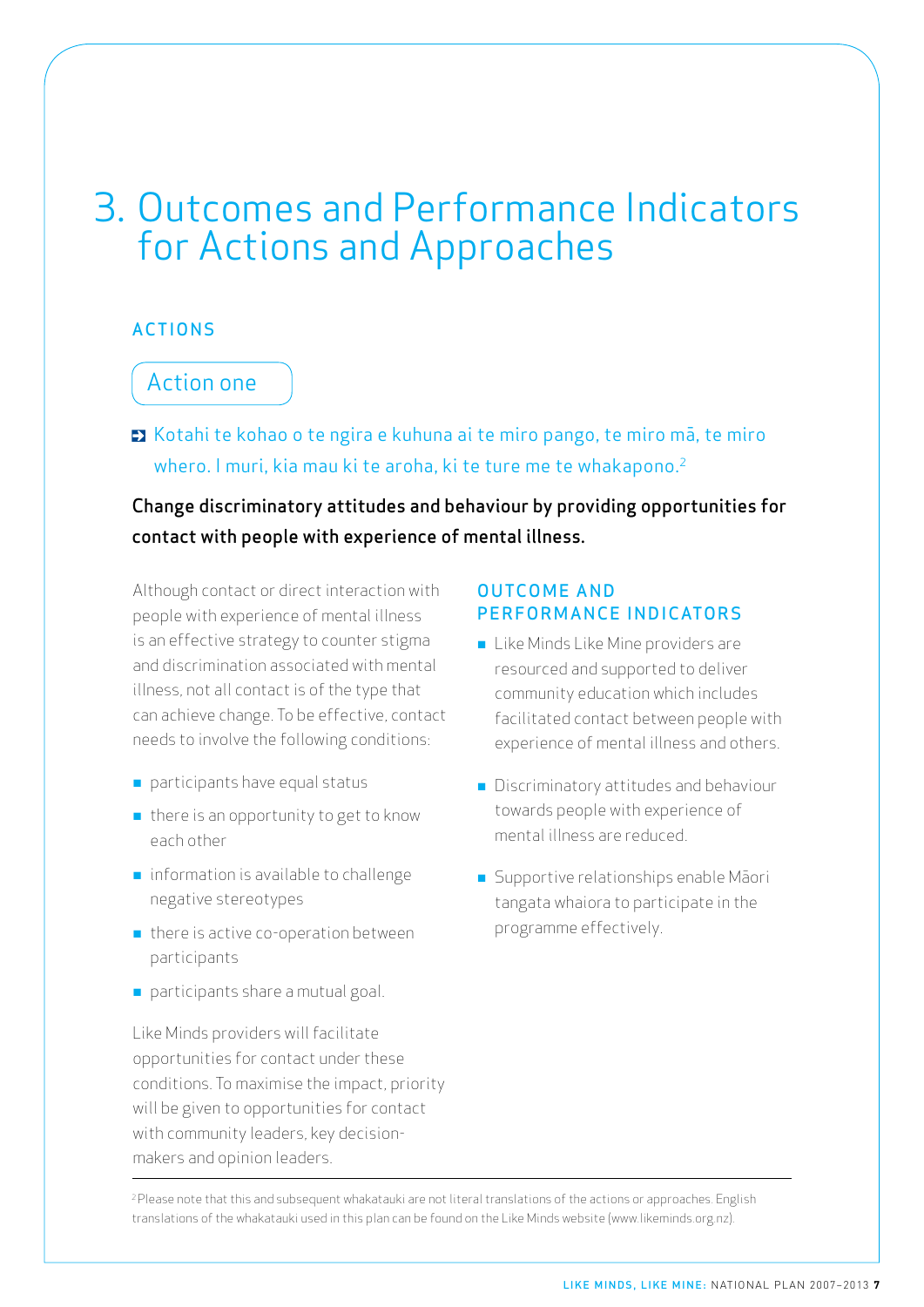# 3. Outcomes and Performance Indicators for Actions and Approaches

## ACTIONS

### Action one

Kotahi te kohao o te ngira e kuhuna ai te miro pango, te miro mā, te miro whero. I muri, kia mau ki te aroha, ki te ture me te whakapono.[2]

**Change discriminatory attitudes and behaviour by providing opportunities for contact with people with experience of mental illness.**

Although contact or direct interaction with people with experience of mental illness is an effective strategy to counter stigma and discrimination associated with mental illness, not all contact is of the type that can achieve change. To be effective, contact needs to involve the following conditions:

- participants have equal status
- there is an opportunity to get to know each other
- information is available to challenge negative stereotypes
- there is active co-operation between participants
- participants share a mutual goal.

Like Minds providers will facilitate opportunities for contact under these conditions. To maximise the impact, priority will be given to opportunities for contact with community leaders, key decision-makers and opinion leaders.

#### OUTCOME AND PERFORMANCE INDICATORS

- Like Minds Like Mine providers are resourced and supported to deliver community education which includes facilitated contact between people with experience of mental illness and others.
- Discriminatory attitudes and behaviour towards people with experience of mental illness are reduced.
- Supportive relationships enable Māori tangata whaiora to participate in the programme effectively.

---

[2] Please note that this and subsequent whakatauki are not literal translations of the actions or approaches. English translations of the whakatauki used in this plan can be found on the Like Minds website (www.likeminds.org.nz).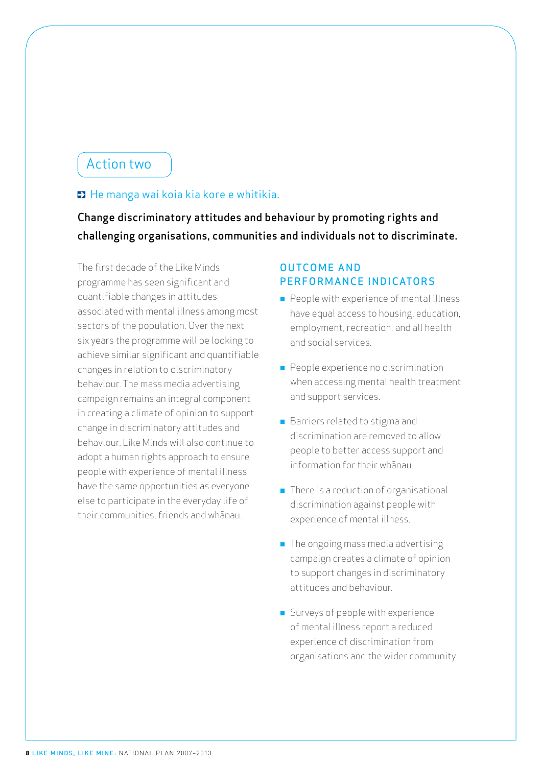## Action two

He manga wai koia kia kore e whitikia.

**Change discriminatory attitudes and behaviour by promoting rights and challenging organisations, communities and individuals not to discriminate.**

The first decade of the Like Minds programme has seen significant and quantifiable changes in attitudes associated with mental illness among most sectors of the population. Over the next six years the programme will be looking to achieve similar significant and quantifiable changes in relation to discriminatory behaviour. The mass media advertising campaign remains an integral component in creating a climate of opinion to support change in discriminatory attitudes and behaviour. Like Minds will also continue to adopt a human rights approach to ensure people with experience of mental illness have the same opportunities as everyone else to participate in the everyday life of their communities, friends and whānau.

### OUTCOME AND PERFORMANCE INDICATORS

- People with experience of mental illness have equal access to housing, education, employment, recreation, and all health and social services.
- People experience no discrimination when accessing mental health treatment and support services.
- Barriers related to stigma and discrimination are removed to allow people to better access support and information for their whānau.
- There is a reduction of organisational discrimination against people with experience of mental illness.
- The ongoing mass media advertising campaign creates a climate of opinion to support changes in discriminatory attitudes and behaviour.
- Surveys of people with experience of mental illness report a reduced experience of discrimination from organisations and the wider community.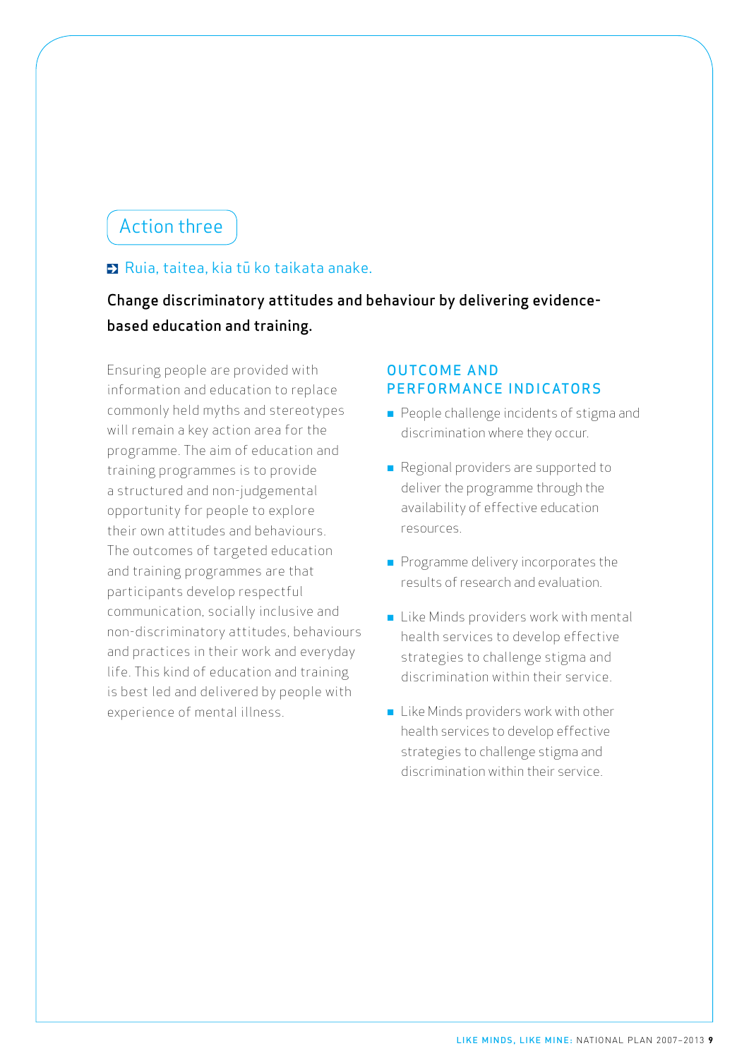## Action three

Ruia, taitea, kia tū ko taikata anake.

**Change discriminatory attitudes and behaviour by delivering evidence-based education and training.**

Ensuring people are provided with information and education to replace commonly held myths and stereotypes will remain a key action area for the programme. The aim of education and training programmes is to provide a structured and non-judgemental opportunity for people to explore their own attitudes and behaviours. The outcomes of targeted education and training programmes are that participants develop respectful communication, socially inclusive and non-discriminatory attitudes, behaviours and practices in their work and everyday life. This kind of education and training is best led and delivered by people with experience of mental illness.

### OUTCOME AND PERFORMANCE INDICATORS

- People challenge incidents of stigma and discrimination where they occur.
- Regional providers are supported to deliver the programme through the availability of effective education resources.
- Programme delivery incorporates the results of research and evaluation.
- Like Minds providers work with mental health services to develop effective strategies to challenge stigma and discrimination within their service.
- Like Minds providers work with other health services to develop effective strategies to challenge stigma and discrimination within their service.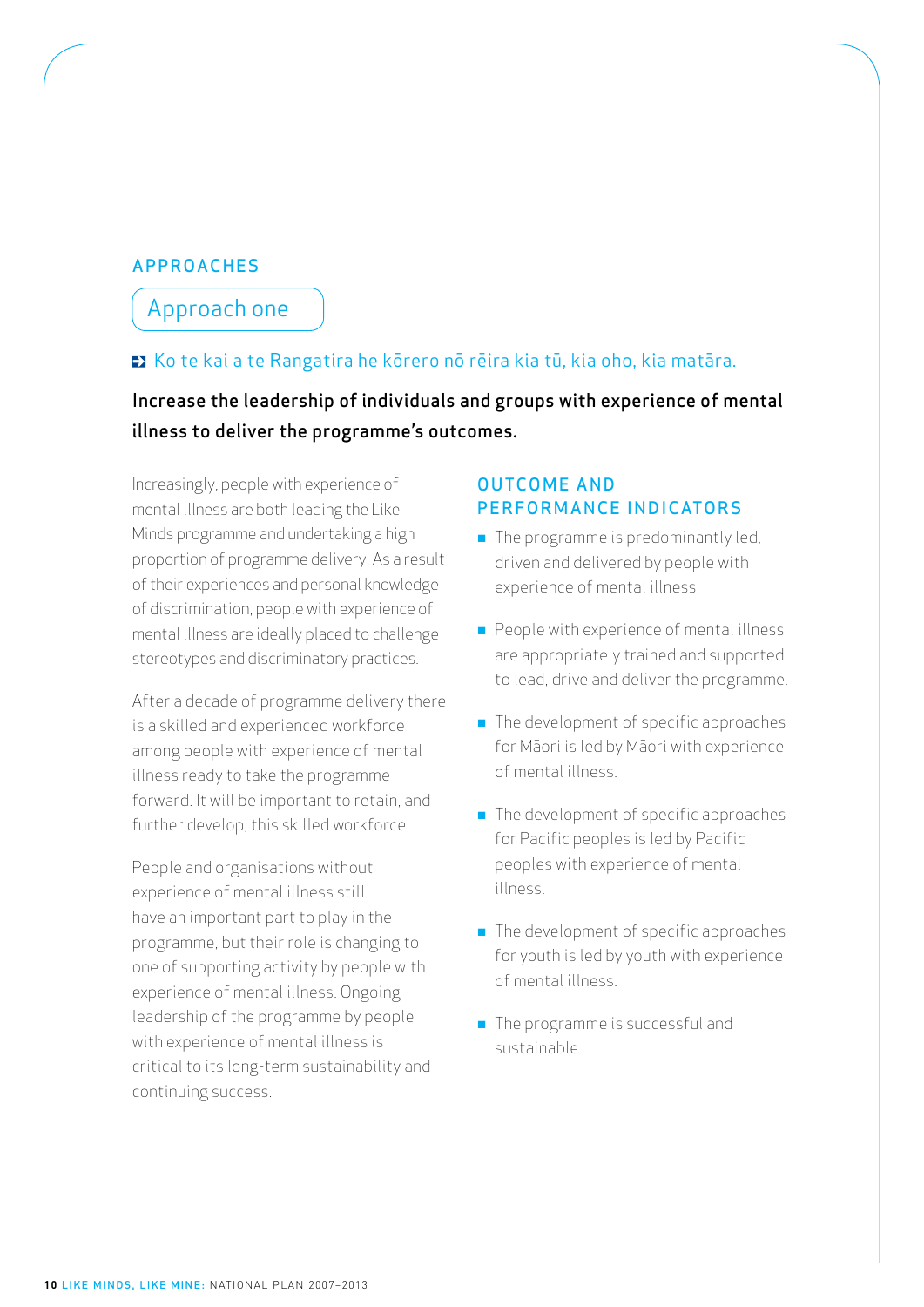## APPROACHES

### Approach one

Ko te kai a te Rangatira he kōrero nō rēira kia tū, kia oho, kia matāra.

**Increase the leadership of individuals and groups with experience of mental illness to deliver the programme's outcomes.**

Increasingly, people with experience of mental illness are both leading the Like Minds programme and undertaking a high proportion of programme delivery. As a result of their experiences and personal knowledge of discrimination, people with experience of mental illness are ideally placed to challenge stereotypes and discriminatory practices.

After a decade of programme delivery there is a skilled and experienced workforce among people with experience of mental illness ready to take the programme forward. It will be important to retain, and further develop, this skilled workforce.

People and organisations without experience of mental illness still have an important part to play in the programme, but their role is changing to one of supporting activity by people with experience of mental illness. Ongoing leadership of the programme by people with experience of mental illness is critical to its long-term sustainability and continuing success.

#### OUTCOME AND PERFORMANCE INDICATORS

- The programme is predominantly led, driven and delivered by people with experience of mental illness.
- People with experience of mental illness are appropriately trained and supported to lead, drive and deliver the programme.
- The development of specific approaches for Māori is led by Māori with experience of mental illness.
- The development of specific approaches for Pacific peoples is led by Pacific peoples with experience of mental illness.
- The development of specific approaches for youth is led by youth with experience of mental illness.
- The programme is successful and sustainable.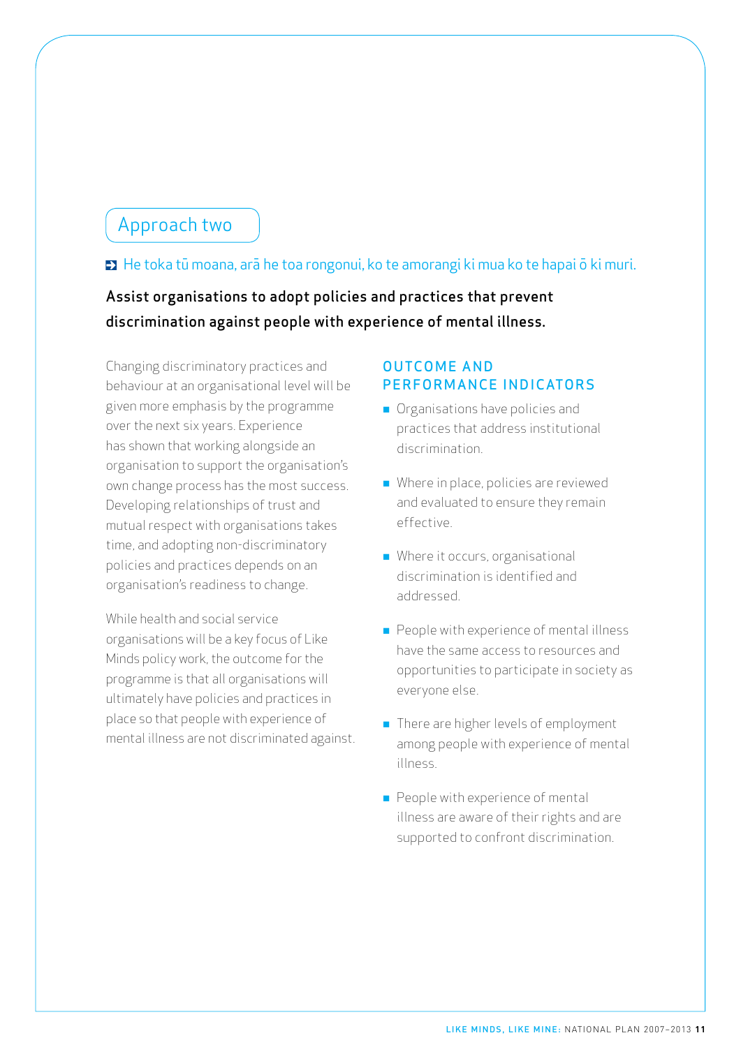## Approach two

He toka tū moana, arā he toa rongonui, ko te amorangi ki mua ko te hapai ō ki muri.

**Assist organisations to adopt policies and practices that prevent discrimination against people with experience of mental illness.**

Changing discriminatory practices and behaviour at an organisational level will be given more emphasis by the programme over the next six years. Experience has shown that working alongside an organisation to support the organisation's own change process has the most success. Developing relationships of trust and mutual respect with organisations takes time, and adopting non-discriminatory policies and practices depends on an organisation's readiness to change.

While health and social service organisations will be a key focus of Like Minds policy work, the outcome for the programme is that all organisations will ultimately have policies and practices in place so that people with experience of mental illness are not discriminated against.

### OUTCOME AND PERFORMANCE INDICATORS

- Organisations have policies and practices that address institutional discrimination.
- Where in place, policies are reviewed and evaluated to ensure they remain effective.
- Where it occurs, organisational discrimination is identified and addressed.
- People with experience of mental illness have the same access to resources and opportunities to participate in society as everyone else.
- There are higher levels of employment among people with experience of mental illness.
- People with experience of mental illness are aware of their rights and are supported to confront discrimination.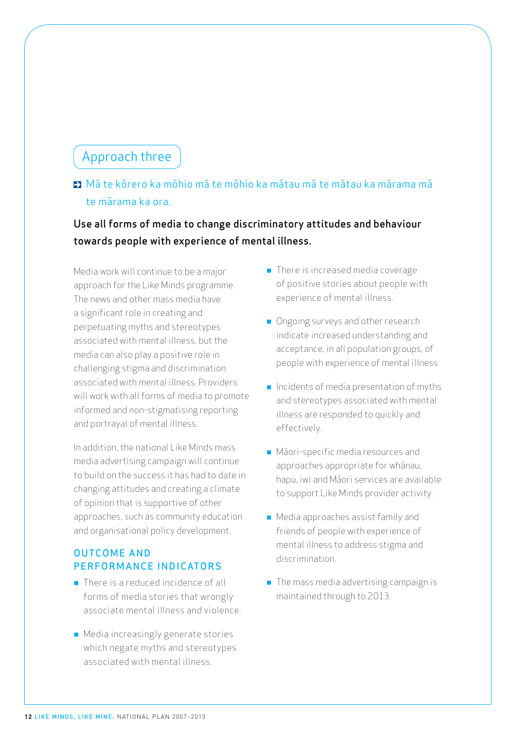## Approach three

Mā te kōrero ka mōhio mā te mōhio ka mātau mā te mātau ka mārama mā te mārama ka ora.

**Use all forms of media to change discriminatory attitudes and behaviour towards people with experience of mental illness.**

Media work will continue to be a major approach for the Like Minds programme. The news and other mass media have a significant role in creating and perpetuating myths and stereotypes associated with mental illness, but the media can also play a positive role in challenging stigma and discrimination associated with mental illness. Providers will work with all forms of media to promote informed and non-stigmatising reporting and portrayal of mental illness.

In addition, the national Like Minds mass media advertising campaign will continue to build on the success it has had to date in changing attitudes and creating a climate of opinion that is supportive of other approaches, such as community education and organisational policy development.

### OUTCOME AND PERFORMANCE INDICATORS

- There is a reduced incidence of all forms of media stories that wrongly associate mental illness and violence.
- Media increasingly generate stories which negate myths and stereotypes associated with mental illness.
- There is increased media coverage of positive stories about people with experience of mental illness.
- Ongoing surveys and other research indicate increased understanding and acceptance, in all population groups, of people with experience of mental illness.
- Incidents of media presentation of myths and stereotypes associated with mental illness are responded to quickly and effectively.
- Māori-specific media resources and approaches appropriate for whānau, hapu, iwi and Māori services are available to support Like Minds provider activity.
- Media approaches assist family and friends of people with experience of mental illness to address stigma and discrimination.
- The mass media advertising campaign is maintained through to 2013.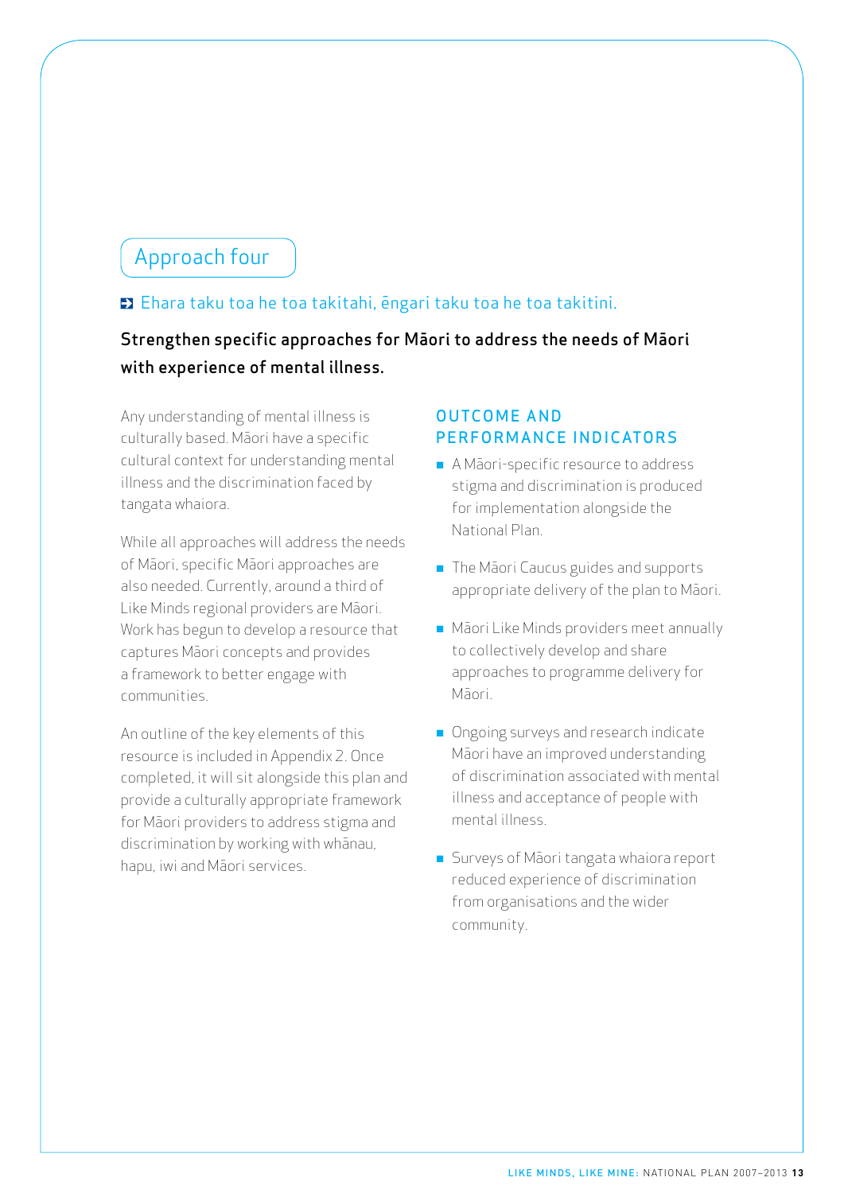## Approach four

Ehara taku toa he toa takitahi, ēngari taku toa he toa takitini.

**Strengthen specific approaches for Māori to address the needs of Māori with experience of mental illness.**

Any understanding of mental illness is culturally based. Māori have a specific cultural context for understanding mental illness and the discrimination faced by tangata whaiora.

While all approaches will address the needs of Māori, specific Māori approaches are also needed. Currently, around a third of Like Minds regional providers are Māori. Work has begun to develop a resource that captures Māori concepts and provides a framework to better engage with communities.

An outline of the key elements of this resource is included in Appendix 2. Once completed, it will sit alongside this plan and provide a culturally appropriate framework for Māori providers to address stigma and discrimination by working with whānau, hapu, iwi and Māori services.

### OUTCOME AND PERFORMANCE INDICATORS

- A Māori-specific resource to address stigma and discrimination is produced for implementation alongside the National Plan.
- The Māori Caucus guides and supports appropriate delivery of the plan to Māori.
- Māori Like Minds providers meet annually to collectively develop and share approaches to programme delivery for Māori.
- Ongoing surveys and research indicate Māori have an improved understanding of discrimination associated with mental illness and acceptance of people with mental illness.
- Surveys of Māori tangata whaiora report reduced experience of discrimination from organisations and the wider community.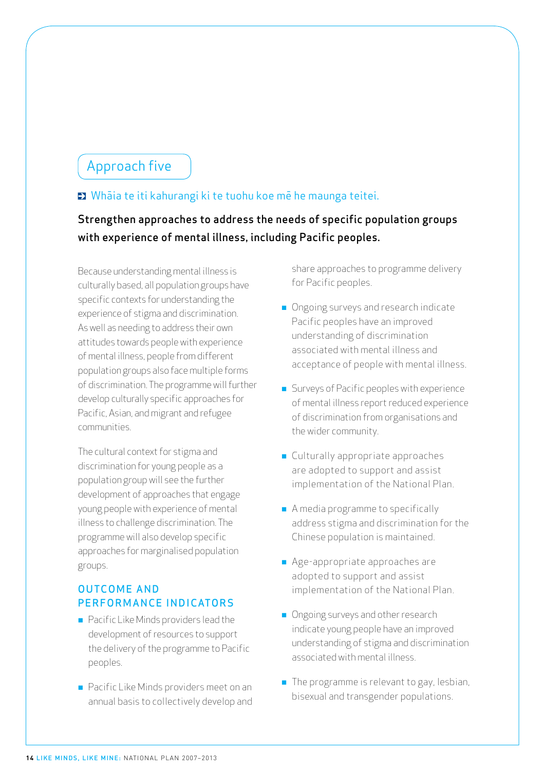## Approach five

Whāia te iti kahurangi ki te tuohu koe mē he maunga teitei.

**Strengthen approaches to address the needs of specific population groups with experience of mental illness, including Pacific peoples.**

Because understanding mental illness is culturally based, all population groups have specific contexts for understanding the experience of stigma and discrimination. As well as needing to address their own attitudes towards people with experience of mental illness, people from different population groups also face multiple forms of discrimination. The programme will further develop culturally specific approaches for Pacific, Asian, and migrant and refugee communities.

The cultural context for stigma and discrimination for young people as a population group will see the further development of approaches that engage young people with experience of mental illness to challenge discrimination. The programme will also develop specific approaches for marginalised population groups.

### OUTCOME AND PERFORMANCE INDICATORS

- Pacific Like Minds providers lead the development of resources to support the delivery of the programme to Pacific peoples.
- Pacific Like Minds providers meet on an annual basis to collectively develop and share approaches to programme delivery for Pacific peoples.
- Ongoing surveys and research indicate Pacific peoples have an improved understanding of discrimination associated with mental illness and acceptance of people with mental illness.
- Surveys of Pacific peoples with experience of mental illness report reduced experience of discrimination from organisations and the wider community.
- Culturally appropriate approaches are adopted to support and assist implementation of the National Plan.
- A media programme to specifically address stigma and discrimination for the Chinese population is maintained.
- Age-appropriate approaches are adopted to support and assist implementation of the National Plan.
- Ongoing surveys and other research indicate young people have an improved understanding of stigma and discrimination associated with mental illness.
- The programme is relevant to gay, lesbian, bisexual and transgender populations.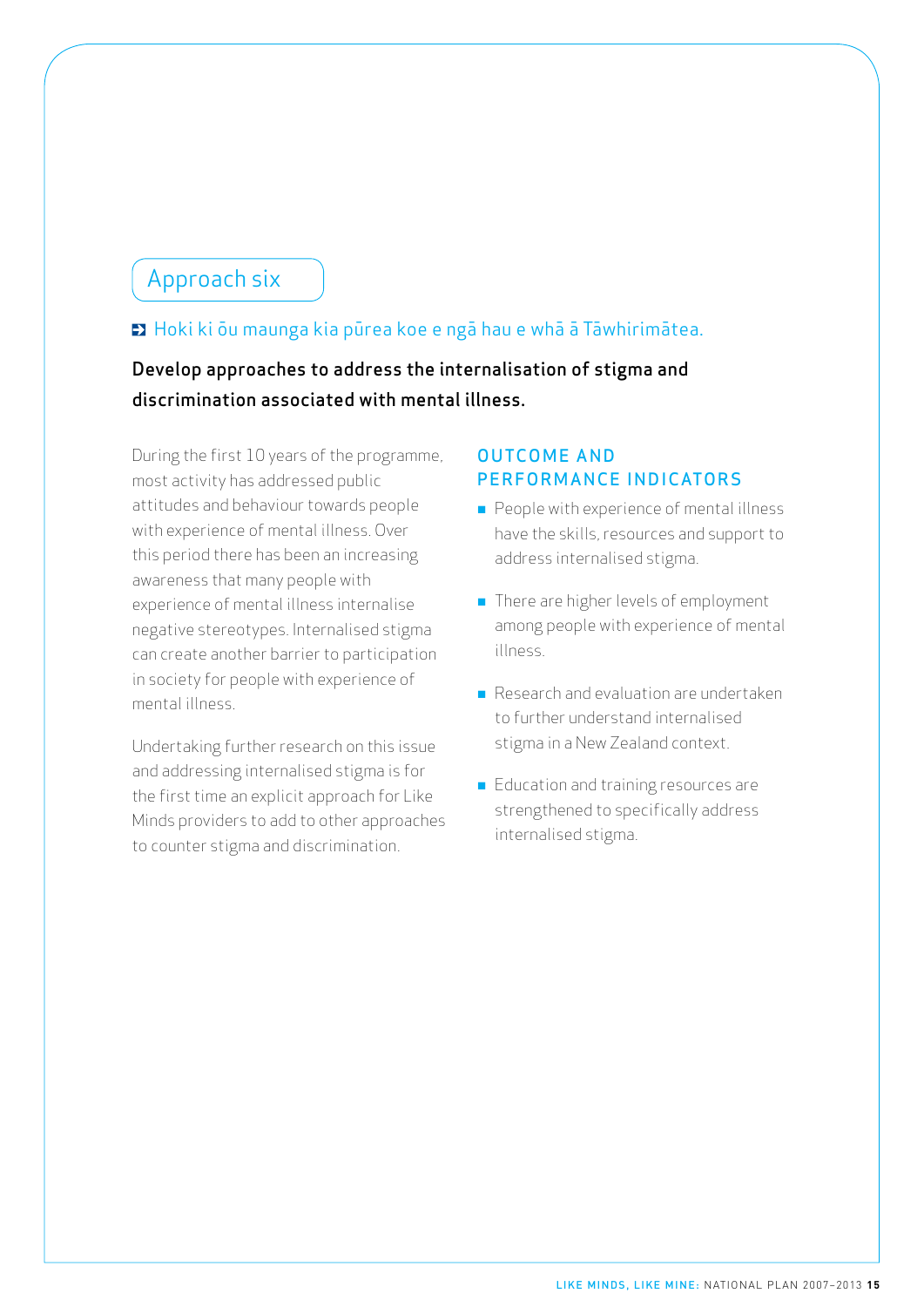## Approach six

Hoki ki ōu maunga kia pūrea koe e ngā hau e whā ā Tāwhirimātea.

**Develop approaches to address the internalisation of stigma and discrimination associated with mental illness.**

During the first 10 years of the programme, most activity has addressed public attitudes and behaviour towards people with experience of mental illness. Over this period there has been an increasing awareness that many people with experience of mental illness internalise negative stereotypes. Internalised stigma can create another barrier to participation in society for people with experience of mental illness.

Undertaking further research on this issue and addressing internalised stigma is for the first time an explicit approach for Like Minds providers to add to other approaches to counter stigma and discrimination.

### OUTCOME AND PERFORMANCE INDICATORS

- People with experience of mental illness have the skills, resources and support to address internalised stigma.
- There are higher levels of employment among people with experience of mental illness.
- Research and evaluation are undertaken to further understand internalised stigma in a New Zealand context.
- Education and training resources are strengthened to specifically address internalised stigma.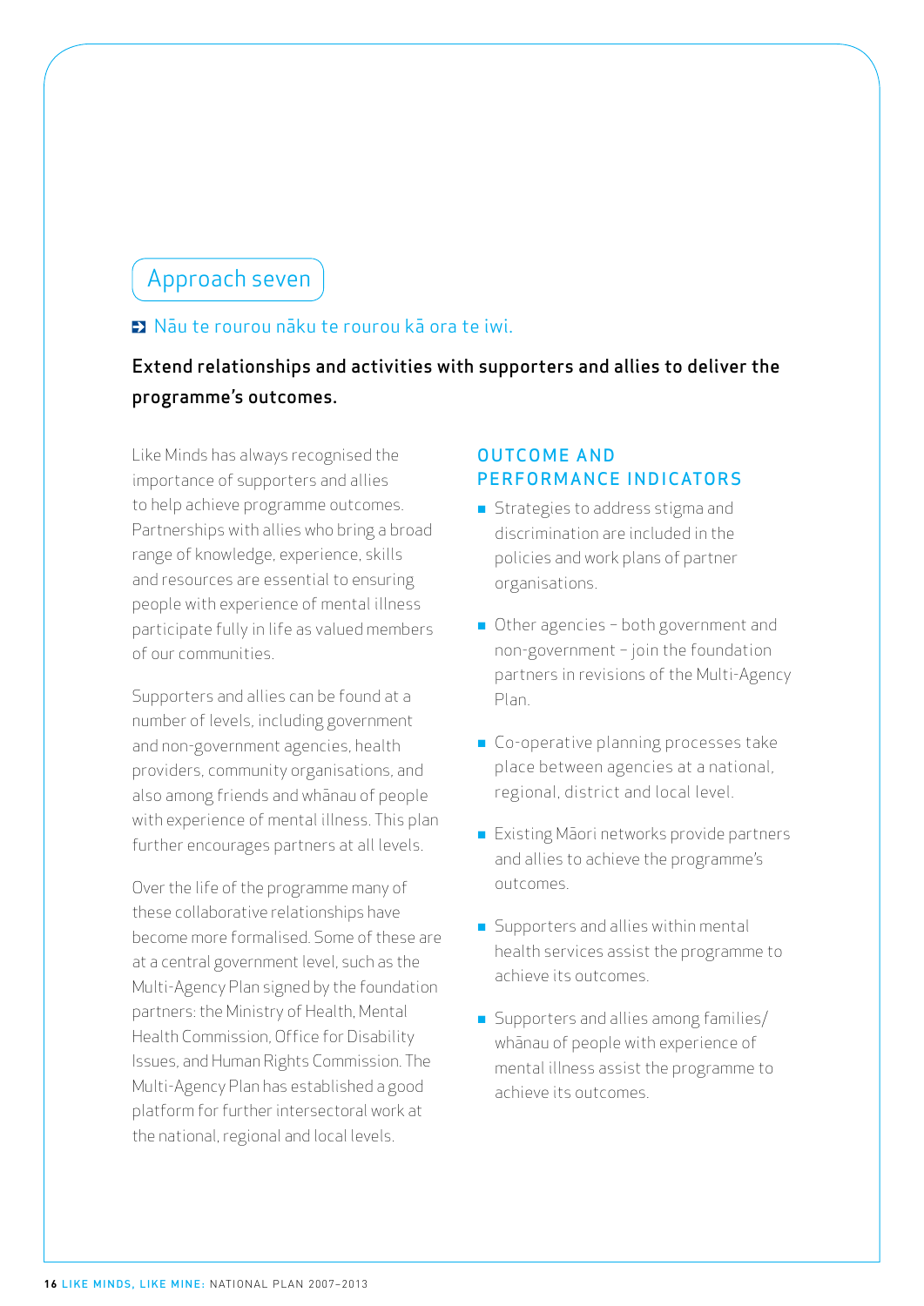## Approach seven

Nāu te rourou nāku te rourou kā ora te iwi.

**Extend relationships and activities with supporters and allies to deliver the programme's outcomes.**

Like Minds has always recognised the importance of supporters and allies to help achieve programme outcomes. Partnerships with allies who bring a broad range of knowledge, experience, skills and resources are essential to ensuring people with experience of mental illness participate fully in life as valued members of our communities.

Supporters and allies can be found at a number of levels, including government and non-government agencies, health providers, community organisations, and also among friends and whānau of people with experience of mental illness. This plan further encourages partners at all levels.

Over the life of the programme many of these collaborative relationships have become more formalised. Some of these are at a central government level, such as the Multi-Agency Plan signed by the foundation partners: the Ministry of Health, Mental Health Commission, Office for Disability Issues, and Human Rights Commission. The Multi-Agency Plan has established a good platform for further intersectoral work at the national, regional and local levels.

### OUTCOME AND PERFORMANCE INDICATORS

- Strategies to address stigma and discrimination are included in the policies and work plans of partner organisations.
- Other agencies – both government and non-government – join the foundation partners in revisions of the Multi-Agency Plan.
- Co-operative planning processes take place between agencies at a national, regional, district and local level.
- Existing Māori networks provide partners and allies to achieve the programme's outcomes.
- Supporters and allies within mental health services assist the programme to achieve its outcomes.
- Supporters and allies among families/whānau of people with experience of mental illness assist the programme to achieve its outcomes.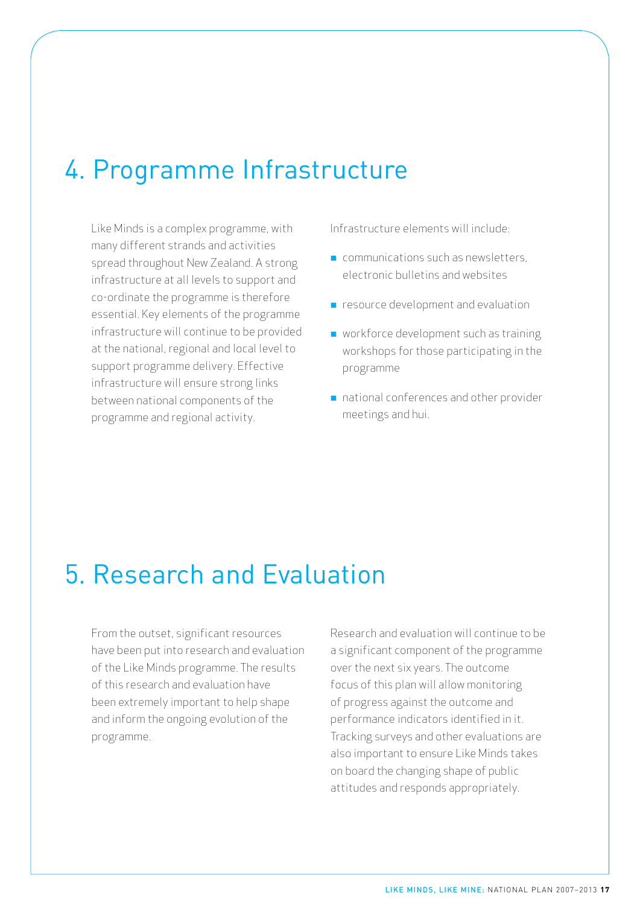# 4. Programme Infrastructure

Like Minds is a complex programme, with many different strands and activities spread throughout New Zealand. A strong infrastructure at all levels to support and co-ordinate the programme is therefore essential. Key elements of the programme infrastructure will continue to be provided at the national, regional and local level to support programme delivery. Effective infrastructure will ensure strong links between national components of the programme and regional activity.

Infrastructure elements will include:

- communications such as newsletters, electronic bulletins and websites
- resource development and evaluation
- workforce development such as training workshops for those participating in the programme
- national conferences and other provider meetings and hui.

# 5. Research and Evaluation

From the outset, significant resources have been put into research and evaluation of the Like Minds programme. The results of this research and evaluation have been extremely important to help shape and inform the ongoing evolution of the programme.

Research and evaluation will continue to be a significant component of the programme over the next six years. The outcome focus of this plan will allow monitoring of progress against the outcome and performance indicators identified in it. Tracking surveys and other evaluations are also important to ensure Like Minds takes on board the changing shape of public attitudes and responds appropriately.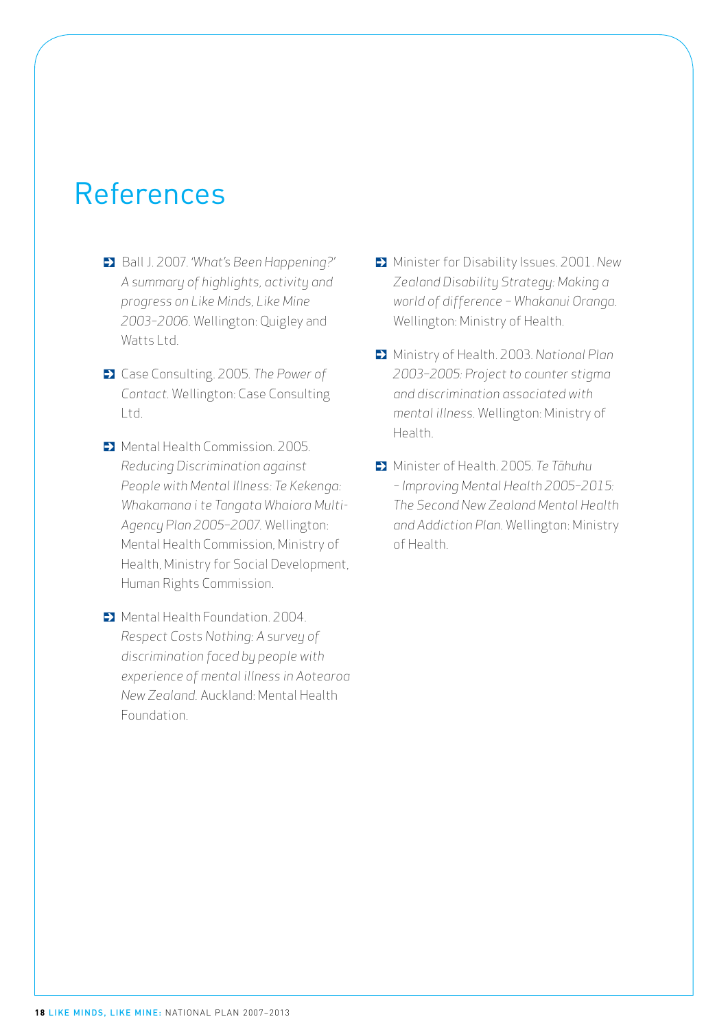# References

- Ball J. 2007. *'What's Been Happening?' A summary of highlights, activity and progress on Like Minds, Like Mine 2003–2006*. Wellington: Quigley and Watts Ltd.
- Case Consulting. 2005. *The Power of Contact*. Wellington: Case Consulting Ltd.
- Mental Health Commission. 2005. *Reducing Discrimination against People with Mental Illness: Te Kekenga: Whakamana i te Tangata Whaiora Multi-Agency Plan 2005–2007*. Wellington: Mental Health Commission, Ministry of Health, Ministry for Social Development, Human Rights Commission.
- Mental Health Foundation. 2004. *Respect Costs Nothing: A survey of discrimination faced by people with experience of mental illness in Aotearoa New Zealand*. Auckland: Mental Health Foundation.
- Minister for Disability Issues. 2001. *New Zealand Disability Strategy: Making a world of difference – Whakanui Oranga*. Wellington: Ministry of Health.
- Ministry of Health. 2003. *National Plan 2003–2005: Project to counter stigma and discrimination associated with mental illness*. Wellington: Ministry of Health.
- Minister of Health. 2005. *Te Tāhuhu – Improving Mental Health 2005–2015: The Second New Zealand Mental Health and Addiction Plan*. Wellington: Ministry of Health.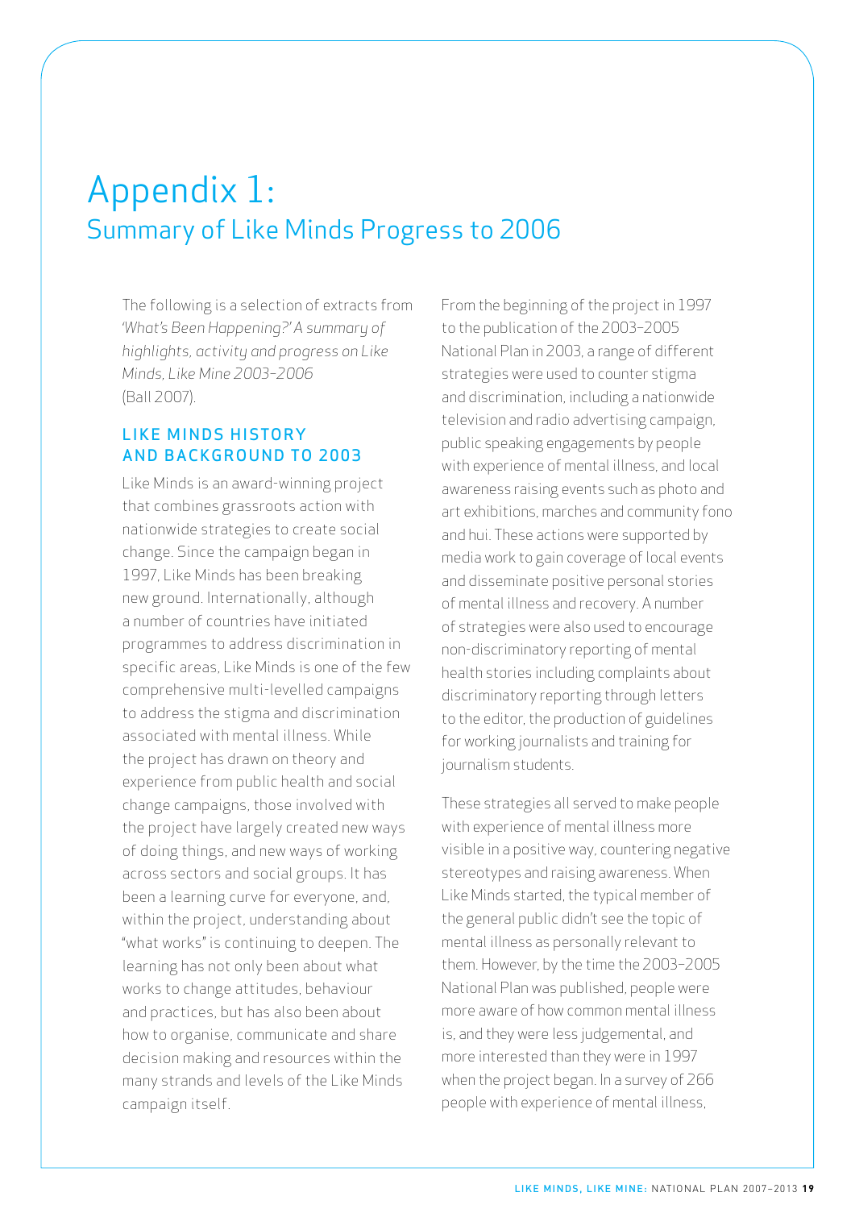# Appendix 1: Summary of Like Minds Progress to 2006

The following is a selection of extracts from *'What's Been Happening?' A summary of highlights, activity and progress on Like Minds, Like Mine 2003–2006* (Ball 2007).

## LIKE MINDS HISTORY AND BACKGROUND TO 2003

Like Minds is an award-winning project that combines grassroots action with nationwide strategies to create social change. Since the campaign began in 1997, Like Minds has been breaking new ground. Internationally, although a number of countries have initiated programmes to address discrimination in specific areas, Like Minds is one of the few comprehensive multi-levelled campaigns to address the stigma and discrimination associated with mental illness. While the project has drawn on theory and experience from public health and social change campaigns, those involved with the project have largely created new ways of doing things, and new ways of working across sectors and social groups. It has been a learning curve for everyone, and, within the project, understanding about "what works" is continuing to deepen. The learning has not only been about what works to change attitudes, behaviour and practices, but has also been about how to organise, communicate and share decision making and resources within the many strands and levels of the Like Minds campaign itself.

From the beginning of the project in 1997 to the publication of the 2003–2005 National Plan in 2003, a range of different strategies were used to counter stigma and discrimination, including a nationwide television and radio advertising campaign, public speaking engagements by people with experience of mental illness, and local awareness raising events such as photo and art exhibitions, marches and community fono and hui. These actions were supported by media work to gain coverage of local events and disseminate positive personal stories of mental illness and recovery. A number of strategies were also used to encourage non-discriminatory reporting of mental health stories including complaints about discriminatory reporting through letters to the editor, the production of guidelines for working journalists and training for journalism students.

These strategies all served to make people with experience of mental illness more visible in a positive way, countering negative stereotypes and raising awareness. When Like Minds started, the typical member of the general public didn't see the topic of mental illness as personally relevant to them. However, by the time the 2003–2005 National Plan was published, people were more aware of how common mental illness is, and they were less judgemental, and more interested than they were in 1997 when the project began. In a survey of 266 people with experience of mental illness,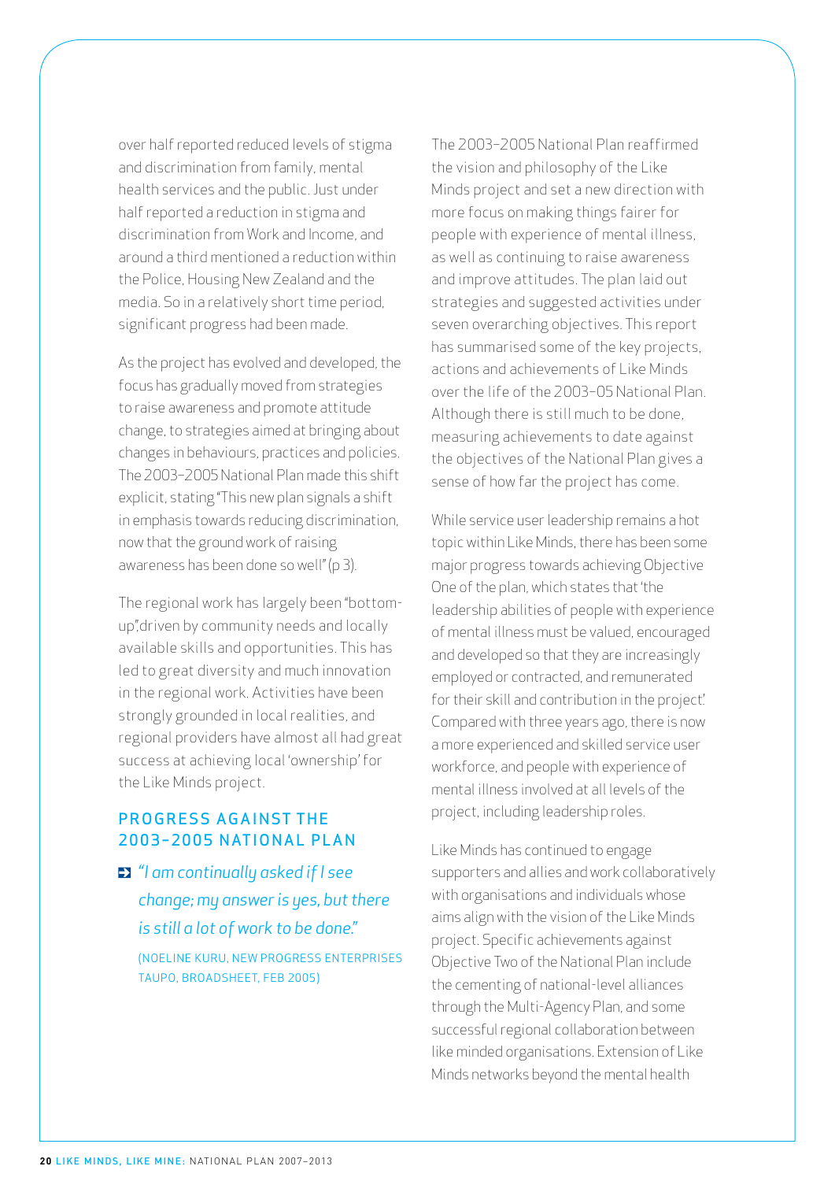over half reported reduced levels of stigma and discrimination from family, mental health services and the public. Just under half reported a reduction in stigma and discrimination from Work and Income, and around a third mentioned a reduction within the Police, Housing New Zealand and the media. So in a relatively short time period, significant progress had been made.

As the project has evolved and developed, the focus has gradually moved from strategies to raise awareness and promote attitude change, to strategies aimed at bringing about changes in behaviours, practices and policies. The 2003–2005 National Plan made this shift explicit, stating "This new plan signals a shift in emphasis towards reducing discrimination, now that the ground work of raising awareness has been done so well" (p 3).

The regional work has largely been "bottom-up", driven by community needs and locally available skills and opportunities. This has led to great diversity and much innovation in the regional work. Activities have been strongly grounded in local realities, and regional providers have almost all had great success at achieving local 'ownership' for the Like Minds project.

## PROGRESS AGAINST THE 2003–2005 NATIONAL PLAN

> *"I am continually asked if I see change; my answer is yes, but there is still a lot of work to be done."*
>
> (NOELINE KURU, NEW PROGRESS ENTERPRISES TAUPO, BROADSHEET, FEB 2005)

The 2003–2005 National Plan reaffirmed the vision and philosophy of the Like Minds project and set a new direction with more focus on making things fairer for people with experience of mental illness, as well as continuing to raise awareness and improve attitudes. The plan laid out strategies and suggested activities under seven overarching objectives. This report has summarised some of the key projects, actions and achievements of Like Minds over the life of the 2003–05 National Plan. Although there is still much to be done, measuring achievements to date against the objectives of the National Plan gives a sense of how far the project has come.

While service user leadership remains a hot topic within Like Minds, there has been some major progress towards achieving Objective One of the plan, which states that 'the leadership abilities of people with experience of mental illness must be valued, encouraged and developed so that they are increasingly employed or contracted, and remunerated for their skill and contribution in the project'. Compared with three years ago, there is now a more experienced and skilled service user workforce, and people with experience of mental illness involved at all levels of the project, including leadership roles.

Like Minds has continued to engage supporters and allies and work collaboratively with organisations and individuals whose aims align with the vision of the Like Minds project. Specific achievements against Objective Two of the National Plan include the cementing of national-level alliances through the Multi-Agency Plan, and some successful regional collaboration between like minded organisations. Extension of Like Minds networks beyond the mental health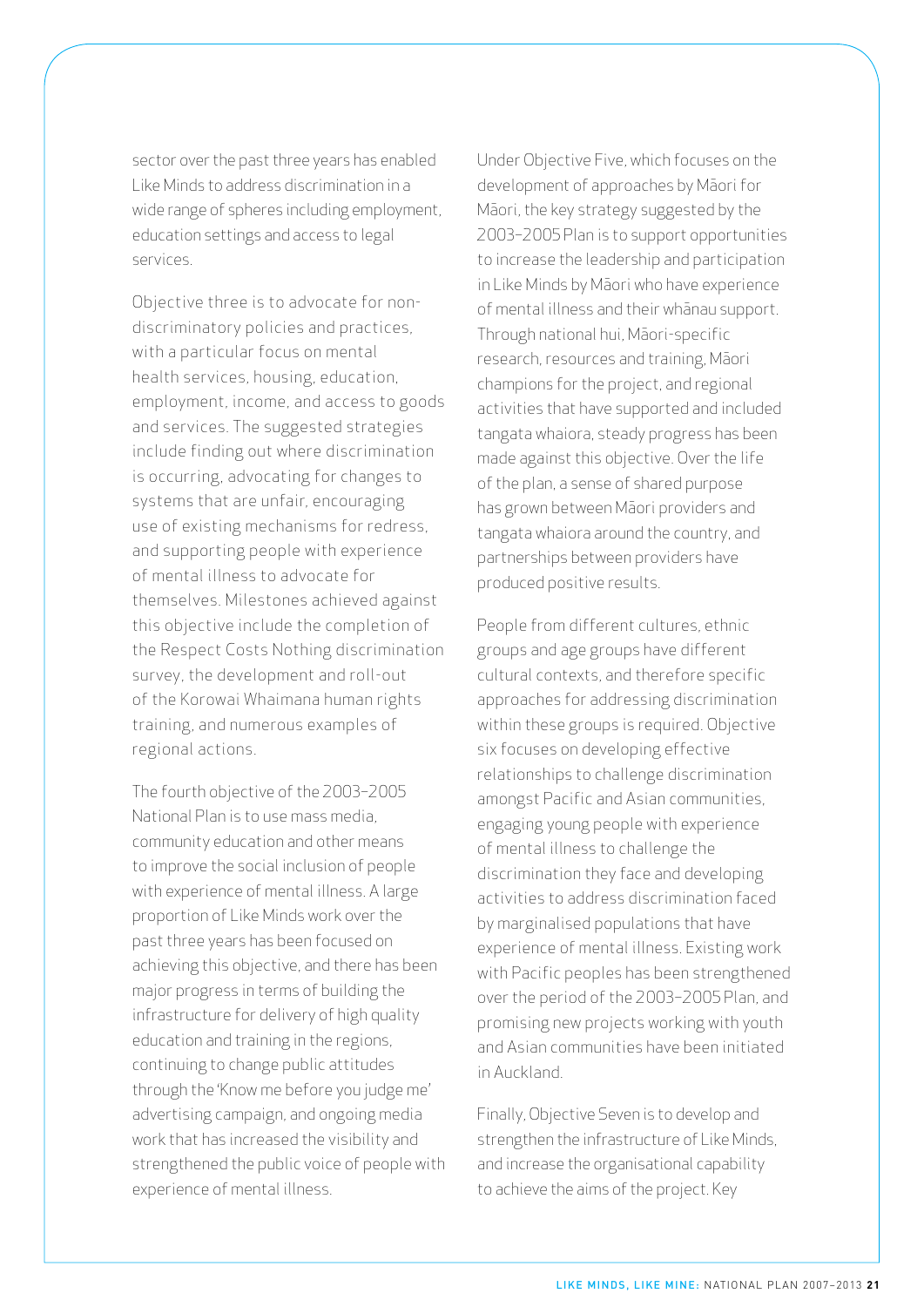sector over the past three years has enabled Like Minds to address discrimination in a wide range of spheres including employment, education settings and access to legal services.

Objective three is to advocate for non-discriminatory policies and practices, with a particular focus on mental health services, housing, education, employment, income, and access to goods and services. The suggested strategies include finding out where discrimination is occurring, advocating for changes to systems that are unfair, encouraging use of existing mechanisms for redress, and supporting people with experience of mental illness to advocate for themselves. Milestones achieved against this objective include the completion of the Respect Costs Nothing discrimination survey, the development and roll-out of the Korowai Whaimana human rights training, and numerous examples of regional actions.

The fourth objective of the 2003–2005 National Plan is to use mass media, community education and other means to improve the social inclusion of people with experience of mental illness. A large proportion of Like Minds work over the past three years has been focused on achieving this objective, and there has been major progress in terms of building the infrastructure for delivery of high quality education and training in the regions, continuing to change public attitudes through the 'Know me before you judge me' advertising campaign, and ongoing media work that has increased the visibility and strengthened the public voice of people with experience of mental illness.

Under Objective Five, which focuses on the development of approaches by Māori for Māori, the key strategy suggested by the 2003–2005 Plan is to support opportunities to increase the leadership and participation in Like Minds by Māori who have experience of mental illness and their whānau support. Through national hui, Māori-specific research, resources and training, Māori champions for the project, and regional activities that have supported and included tangata whaiora, steady progress has been made against this objective. Over the life of the plan, a sense of shared purpose has grown between Māori providers and tangata whaiora around the country, and partnerships between providers have produced positive results.

People from different cultures, ethnic groups and age groups have different cultural contexts, and therefore specific approaches for addressing discrimination within these groups is required. Objective six focuses on developing effective relationships to challenge discrimination amongst Pacific and Asian communities, engaging young people with experience of mental illness to challenge the discrimination they face and developing activities to address discrimination faced by marginalised populations that have experience of mental illness. Existing work with Pacific peoples has been strengthened over the period of the 2003–2005 Plan, and promising new projects working with youth and Asian communities have been initiated in Auckland.

Finally, Objective Seven is to develop and strengthen the infrastructure of Like Minds, and increase the organisational capability to achieve the aims of the project. Key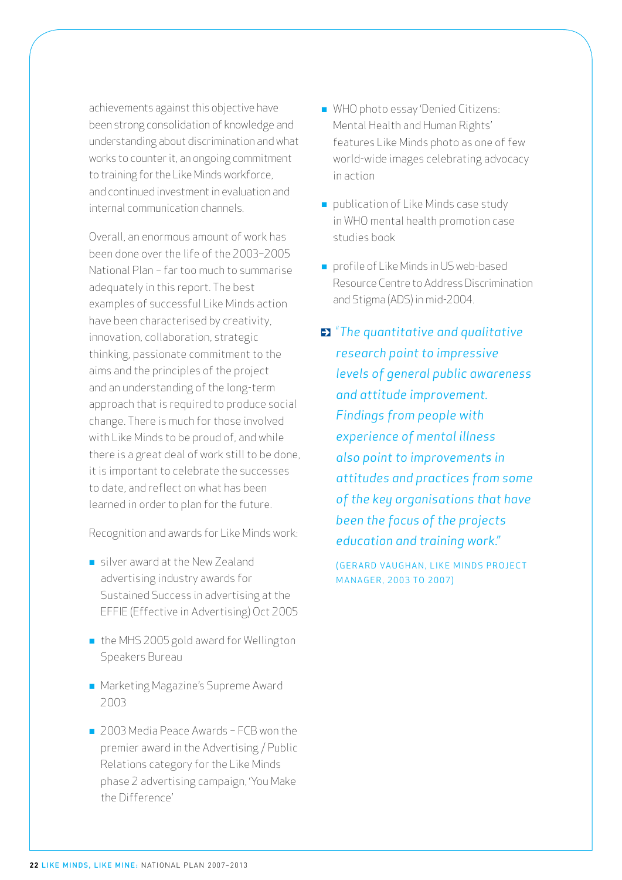achievements against this objective have been strong consolidation of knowledge and understanding about discrimination and what works to counter it, an ongoing commitment to training for the Like Minds workforce, and continued investment in evaluation and internal communication channels.

Overall, an enormous amount of work has been done over the life of the 2003–2005 National Plan – far too much to summarise adequately in this report. The best examples of successful Like Minds action have been characterised by creativity, innovation, collaboration, strategic thinking, passionate commitment to the aims and the principles of the project and an understanding of the long-term approach that is required to produce social change. There is much for those involved with Like Minds to be proud of, and while there is a great deal of work still to be done, it is important to celebrate the successes to date, and reflect on what has been learned in order to plan for the future.

Recognition and awards for Like Minds work:

- silver award at the New Zealand advertising industry awards for Sustained Success in advertising at the EFFIE (Effective in Advertising) Oct 2005
- the MHS 2005 gold award for Wellington Speakers Bureau
- Marketing Magazine's Supreme Award 2003
- 2003 Media Peace Awards – FCB won the premier award in the Advertising / Public Relations category for the Like Minds phase 2 advertising campaign, 'You Make the Difference'
- WHO photo essay 'Denied Citizens: Mental Health and Human Rights' features Like Minds photo as one of few world-wide images celebrating advocacy in action
- publication of Like Minds case study in WHO mental health promotion case studies book
- profile of Like Minds in US web-based Resource Centre to Address Discrimination and Stigma (ADS) in mid-2004.

> *"The quantitative and qualitative research point to impressive levels of general public awareness and attitude improvement. Findings from people with experience of mental illness also point to improvements in attitudes and practices from some of the key organisations that have been the focus of the projects education and training work."*
>
> (GERARD VAUGHAN, LIKE MINDS PROJECT MANAGER, 2003 TO 2007)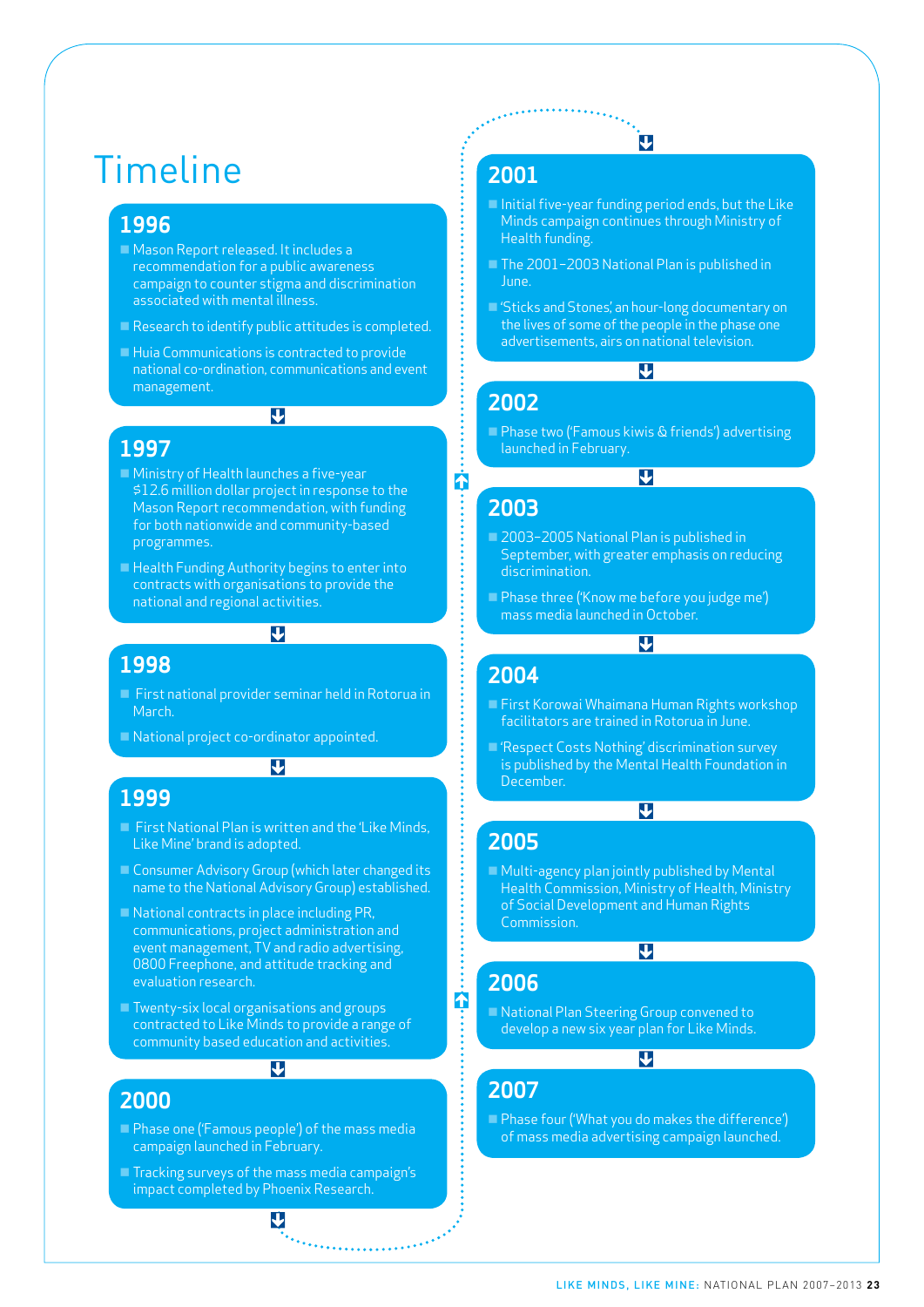# Timeline

## 1996

- Mason Report released. It includes a recommendation for a public awareness campaign to counter stigma and discrimination associated with mental illness.
- Research to identify public attitudes is completed.
- Huia Communications is contracted to provide national co-ordination, communications and event management.

## 1997

- Ministry of Health launches a five-year $12.6 million dollar project in response to the Mason Report recommendation, with funding for both nationwide and community-based programmes.
- Health Funding Authority begins to enter into contracts with organisations to provide the national and regional activities.

## 1998

- First national provider seminar held in Rotorua in March.
- National project co-ordinator appointed.

## 1999

- First National Plan is written and the 'Like Minds, Like Mine' brand is adopted.
- Consumer Advisory Group (which later changed its name to the National Advisory Group) established.
- National contracts in place including PR, communications, project administration and event management, TV and radio advertising, 0800 Freephone, and attitude tracking and evaluation research.
- Twenty-six local organisations and groups contracted to Like Minds to provide a range of community based education and activities.

## 2000

- Phase one ('Famous people') of the mass media campaign launched in February.
- Tracking surveys of the mass media campaign's impact completed by Phoenix Research.

## 2001

- Initial five-year funding period ends, but the Like Minds campaign continues through Ministry of Health funding.
- The 2001–2003 National Plan is published in June.
- 'Sticks and Stones', an hour-long documentary on the lives of some of the people in the phase one advertisements, airs on national television.

## 2002

- Phase two ('Famous kiwis & friends') advertising launched in February.

## 2003

- 2003–2005 National Plan is published in September, with greater emphasis on reducing discrimination.
- Phase three ('Know me before you judge me') mass media launched in October.

## 2004

- First Korowai Whaimana Human Rights workshop facilitators are trained in Rotorua in June.
- 'Respect Costs Nothing' discrimination survey is published by the Mental Health Foundation in December.

## 2005

- Multi-agency plan jointly published by Mental Health Commission, Ministry of Health, Ministry of Social Development and Human Rights Commission.

## 2006

- National Plan Steering Group convened to develop a new six year plan for Like Minds.

## 2007

- Phase four ('What you do makes the difference') of mass media advertising campaign launched.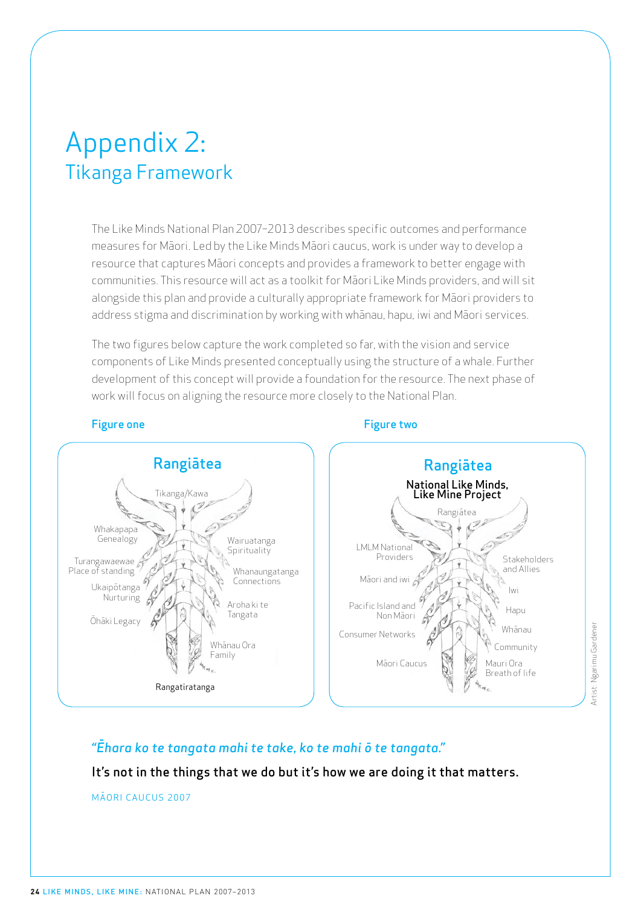# Appendix 2:
## Tikanga Framework

The Like Minds National Plan 2007–2013 describes specific outcomes and performance measures for Māori. Led by the Like Minds Māori caucus, work is under way to develop a resource that captures Māori concepts and provides a framework to better engage with communities. This resource will act as a toolkit for Māori Like Minds providers, and will sit alongside this plan and provide a culturally appropriate framework for Māori providers to address stigma and discrimination by working with whānau, hapu, iwi and Māori services.

The two figures below capture the work completed so far, with the vision and service components of Like Minds presented conceptually using the structure of a whale. Further development of this concept will provide a foundation for the resource. The next phase of work will focus on aligning the resource more closely to the National Plan.

### Figure one

**Rangiātea**

Tikanga/Kawa

Whakapapa Genealogy

Turangawaewae Place of standing

Ukaipōtanga Nurturing

Ōhāki Legacy

Wairuatanga Spirituality

Whanaungatanga Connections

Aroha ki te Tangata

Whānau Ora Family

Rangatiratanga

### Figure two

**Rangiātea**

**National Like Minds, Like Mine Project**

Rangiātea

LMLM National Providers

Māori and iwi

Pacific Island and Non Māori

Consumer Networks

Māori Caucus

Stakeholders and Allies

Iwi

Hapu

Whānau

Community

Mauri Ora Breath of life

Artist: Ngarimu Gardener

*"Ēhara ko te tangata mahi te take, ko te mahi ō te tangata."*

It's not in the things that we do but it's how we are doing it that matters.

MĀORI CAUCUS 2007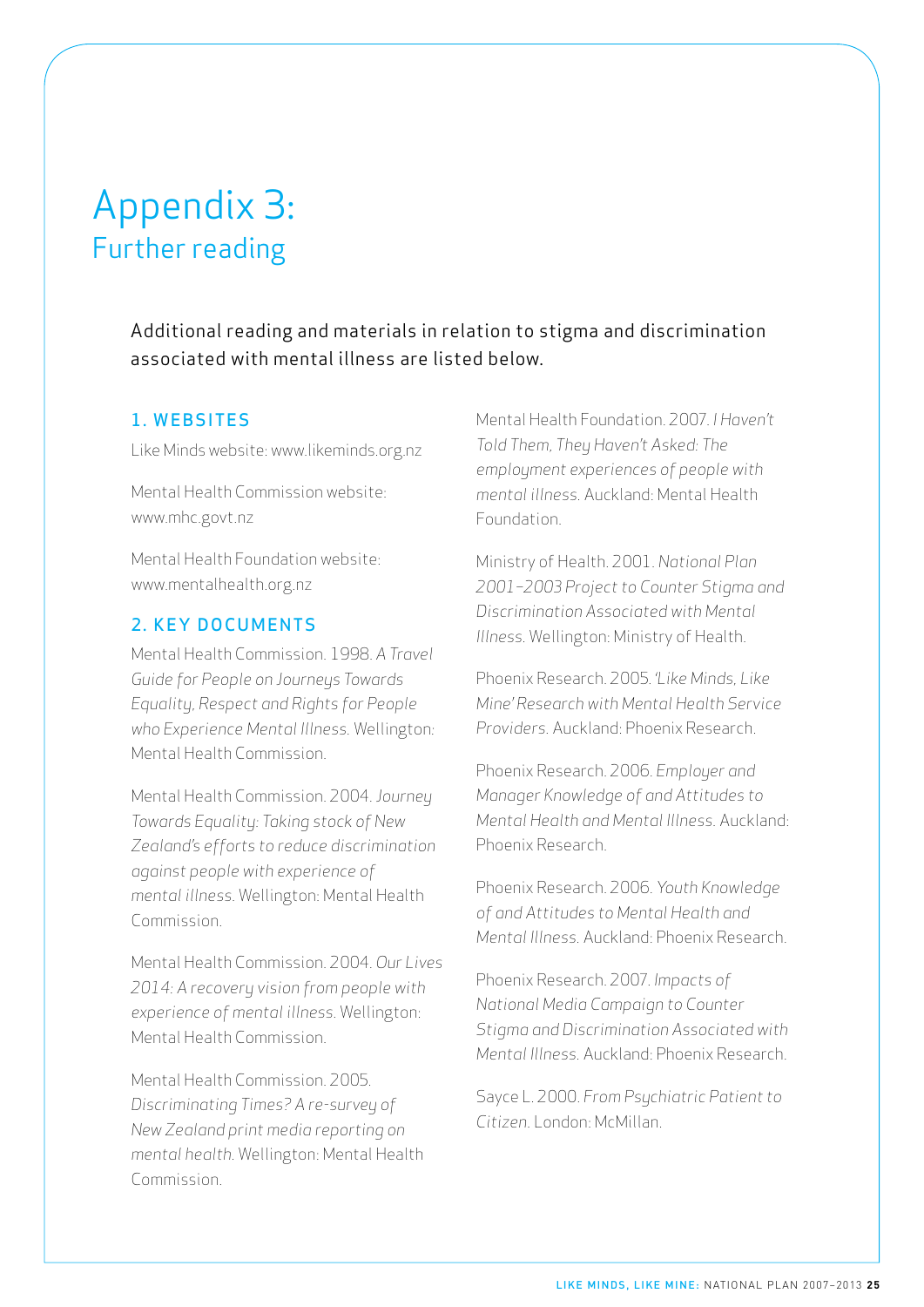# Appendix 3:
## Further reading

Additional reading and materials in relation to stigma and discrimination associated with mental illness are listed below.

### 1. WEBSITES

Like Minds website: www.likeminds.org.nz

Mental Health Commission website: www.mhc.govt.nz

Mental Health Foundation website: www.mentalhealth.org.nz

### 2. KEY DOCUMENTS

Mental Health Commission. 1998. *A Travel Guide for People on Journeys Towards Equality, Respect and Rights for People who Experience Mental Illness.* Wellington: Mental Health Commission.

Mental Health Commission. 2004. *Journey Towards Equality: Taking stock of New Zealand's efforts to reduce discrimination against people with experience of mental illness.* Wellington: Mental Health Commission.

Mental Health Commission. 2004. *Our Lives 2014: A recovery vision from people with experience of mental illness.* Wellington: Mental Health Commission.

Mental Health Commission. 2005. *Discriminating Times? A re-survey of New Zealand print media reporting on mental health.* Wellington: Mental Health Commission.

Mental Health Foundation. 2007. *I Haven't Told Them, They Haven't Asked: The employment experiences of people with mental illness.* Auckland: Mental Health Foundation.

Ministry of Health. 2001. *National Plan 2001–2003 Project to Counter Stigma and Discrimination Associated with Mental Illness.* Wellington: Ministry of Health.

Phoenix Research. 2005. *'Like Minds, Like Mine' Research with Mental Health Service Providers.* Auckland: Phoenix Research.

Phoenix Research. 2006. *Employer and Manager Knowledge of and Attitudes to Mental Health and Mental Illness.* Auckland: Phoenix Research.

Phoenix Research. 2006. *Youth Knowledge of and Attitudes to Mental Health and Mental Illness.* Auckland: Phoenix Research.

Phoenix Research. 2007. *Impacts of National Media Campaign to Counter Stigma and Discrimination Associated with Mental Illness.* Auckland: Phoenix Research.

Sayce L. 2000. *From Psychiatric Patient to Citizen.* London: McMillan.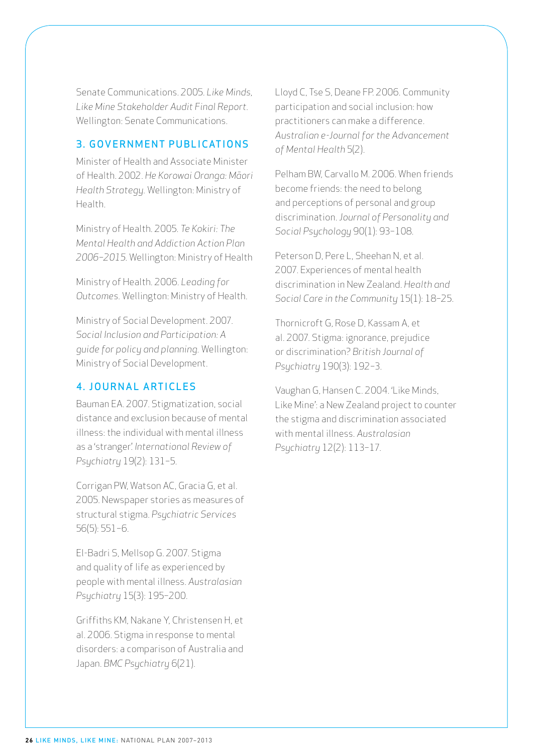Senate Communications. 2005. *Like Minds, Like Mine Stakeholder Audit Final Report*. Wellington: Senate Communications.

## 3. GOVERNMENT PUBLICATIONS

Minister of Health and Associate Minister of Health. 2002. *He Korowai Oranga: Māori Health Strategy*. Wellington: Ministry of Health.

Ministry of Health. 2005. *Te Kokiri: The Mental Health and Addiction Action Plan 2006–2015*. Wellington: Ministry of Health

Ministry of Health. 2006. *Leading for Outcomes*. Wellington: Ministry of Health.

Ministry of Social Development. 2007. *Social Inclusion and Participation: A guide for policy and planning*. Wellington: Ministry of Social Development.

## 4. JOURNAL ARTICLES

Bauman EA. 2007. Stigmatization, social distance and exclusion because of mental illness: the individual with mental illness as a 'stranger'. *International Review of Psychiatry* 19(2): 131–5.

Corrigan PW, Watson AC, Gracia G, et al. 2005. Newspaper stories as measures of structural stigma. *Psychiatric Services* 56(5): 551–6.

El-Badri S, Mellsop G. 2007. Stigma and quality of life as experienced by people with mental illness. *Australasian Psychiatry* 15(3): 195–200.

Griffiths KM, Nakane Y, Christensen H, et al. 2006. Stigma in response to mental disorders: a comparison of Australia and Japan. *BMC Psychiatry* 6(21).

Lloyd C, Tse S, Deane FP. 2006. Community participation and social inclusion: how practitioners can make a difference. *Australian e-Journal for the Advancement of Mental Health* 5(2).

Pelham BW, Carvallo M. 2006. When friends become friends: the need to belong and perceptions of personal and group discrimination. *Journal of Personality and Social Psychology* 90(1): 93–108.

Peterson D, Pere L, Sheehan N, et al. 2007. Experiences of mental health discrimination in New Zealand. *Health and Social Care in the Community* 15(1): 18–25.

Thornicroft G, Rose D, Kassam A, et al. 2007. Stigma: ignorance, prejudice or discrimination? *British Journal of Psychiatry* 190(3): 192–3.

Vaughan G, Hansen C. 2004. 'Like Minds, Like Mine': a New Zealand project to counter the stigma and discrimination associated with mental illness. *Australasian Psychiatry* 12(2): 113–17.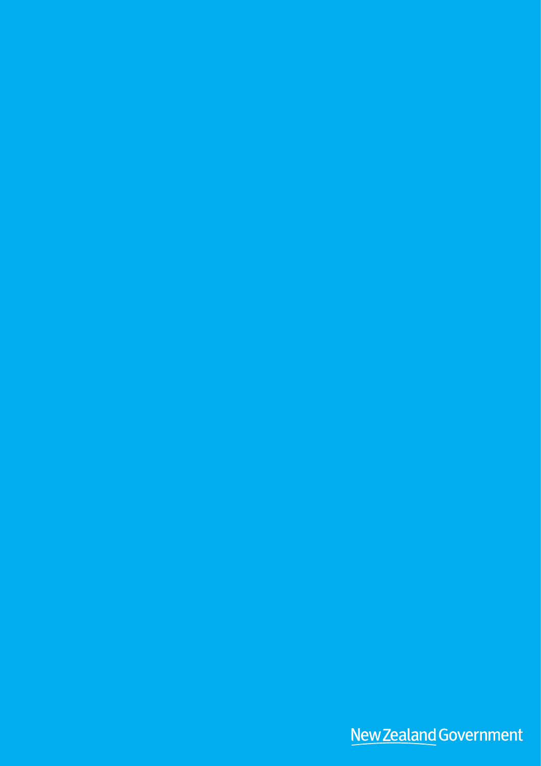New Zealand Government